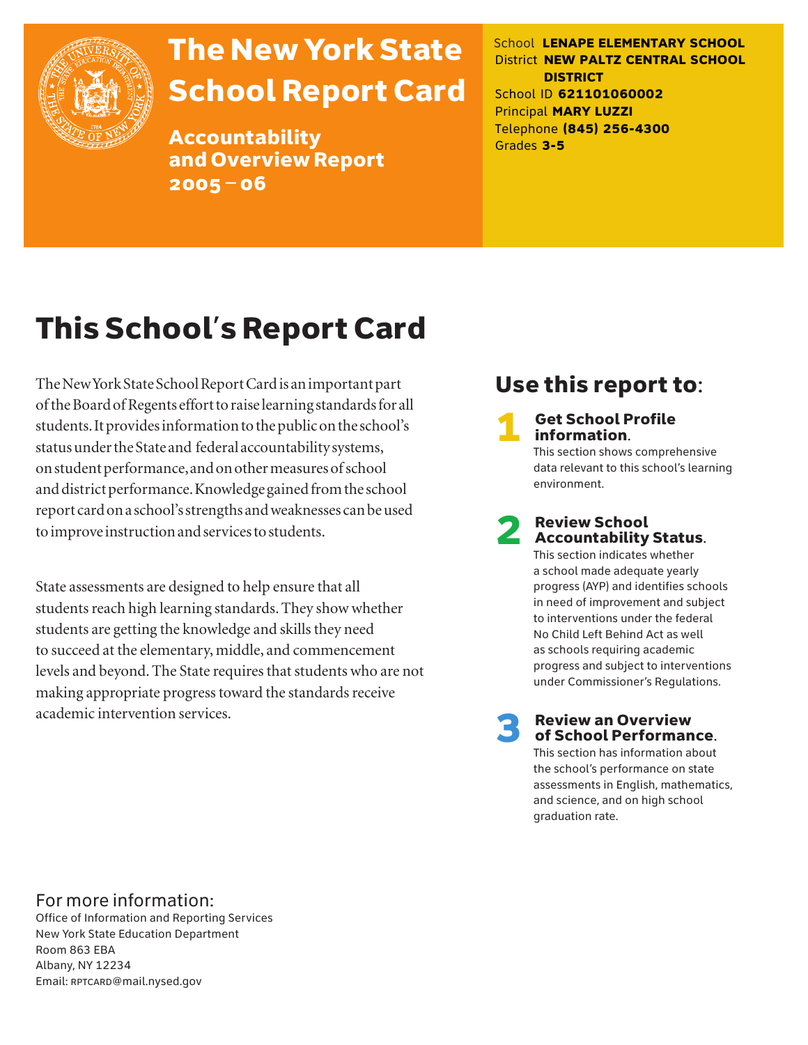# The New York State School Report Card

## Accountability and Overview Report 2005 – 06

School **LENAPE ELEMENTARY SCHOOL**
District **NEW PALTZ CENTRAL SCHOOL DISTRICT**
School ID **621101060002**
Principal **MARY LUZZI**
Telephone **(845) 256-4300**
Grades **3-5**

# This School's Report Card

The New York State School Report Card is an important part of the Board of Regents effort to raise learning standards for all students. It provides information to the public on the school's status under the State and federal accountability systems, on student performance, and on other measures of school and district performance. Knowledge gained from the school report card on a school's strengths and weaknesses can be used to improve instruction and services to students.

State assessments are designed to help ensure that all students reach high learning standards. They show whether students are getting the knowledge and skills they need to succeed at the elementary, middle, and commencement levels and beyond. The State requires that students who are not making appropriate progress toward the standards receive academic intervention services.

## Use this report to:

**1 Get School Profile information.**
This section shows comprehensive data relevant to this school's learning environment.

**2 Review School Accountability Status.**
This section indicates whether a school made adequate yearly progress (AYP) and identifies schools in need of improvement and subject to interventions under the federal No Child Left Behind Act as well as schools requiring academic progress and subject to interventions under Commissioner's Regulations.

**3 Review an Overview of School Performance.**
This section has information about the school's performance on state assessments in English, mathematics, and science, and on high school graduation rate.

For more information:
Office of Information and Reporting Services
New York State Education Department
Room 863 EBA
Albany, NY 12234
Email: RPTCARD@mail.nysed.gov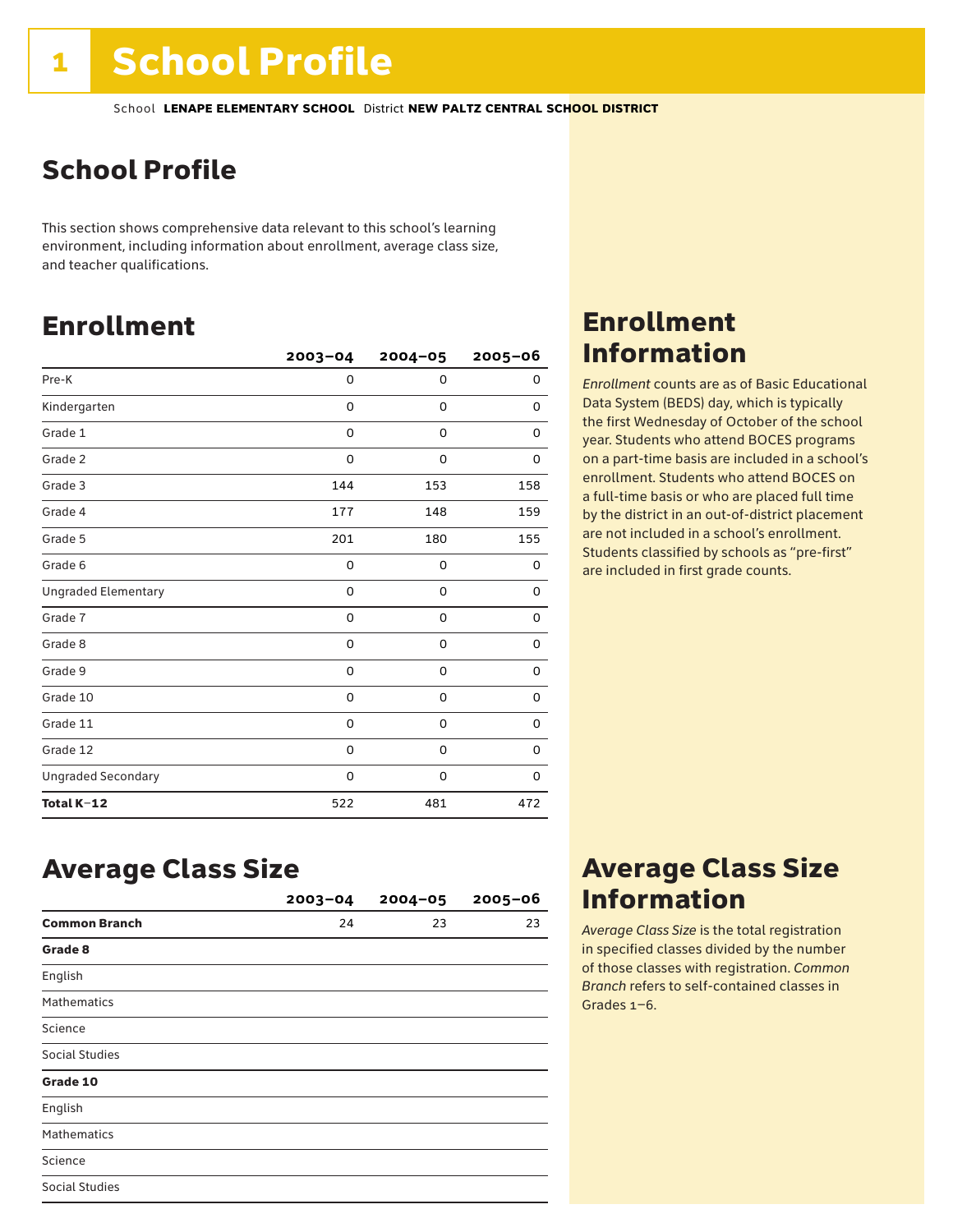# School Profile

School **LENAPE ELEMENTARY SCHOOL** District **NEW PALTZ CENTRAL SCHOOL DISTRICT**

## School Profile

This section shows comprehensive data relevant to this school's learning environment, including information about enrollment, average class size, and teacher qualifications.

## Enrollment

| | 2003–04 | 2004–05 | 2005–06 |
|---|---|---|---|
| Pre-K | 0 | 0 | 0 |
| Kindergarten | 0 | 0 | 0 |
| Grade 1 | 0 | 0 | 0 |
| Grade 2 | 0 | 0 | 0 |
| Grade 3 | 144 | 153 | 158 |
| Grade 4 | 177 | 148 | 159 |
| Grade 5 | 201 | 180 | 155 |
| Grade 6 | 0 | 0 | 0 |
| Ungraded Elementary | 0 | 0 | 0 |
| Grade 7 | 0 | 0 | 0 |
| Grade 8 | 0 | 0 | 0 |
| Grade 9 | 0 | 0 | 0 |
| Grade 10 | 0 | 0 | 0 |
| Grade 11 | 0 | 0 | 0 |
| Grade 12 | 0 | 0 | 0 |
| Ungraded Secondary | 0 | 0 | 0 |
| **Total K–12** | 522 | 481 | 472 |

## Enrollment Information

*Enrollment* counts are as of Basic Educational Data System (BEDS) day, which is typically the first Wednesday of October of the school year. Students who attend BOCES programs on a part-time basis are included in a school's enrollment. Students who attend BOCES on a full-time basis or who are placed full time by the district in an out-of-district placement are not included in a school's enrollment. Students classified by schools as "pre-first" are included in first grade counts.

## Average Class Size

| | 2003–04 | 2004–05 | 2005–06 |
|---|---|---|---|
| **Common Branch** | 24 | 23 | 23 |
| **Grade 8** | | | |
| English | | | |
| Mathematics | | | |
| Science | | | |
| Social Studies | | | |
| **Grade 10** | | | |
| English | | | |
| Mathematics | | | |
| Science | | | |
| Social Studies | | | |

## Average Class Size Information

*Average Class Size* is the total registration in specified classes divided by the number of those classes with registration. *Common Branch* refers to self-contained classes in Grades 1–6.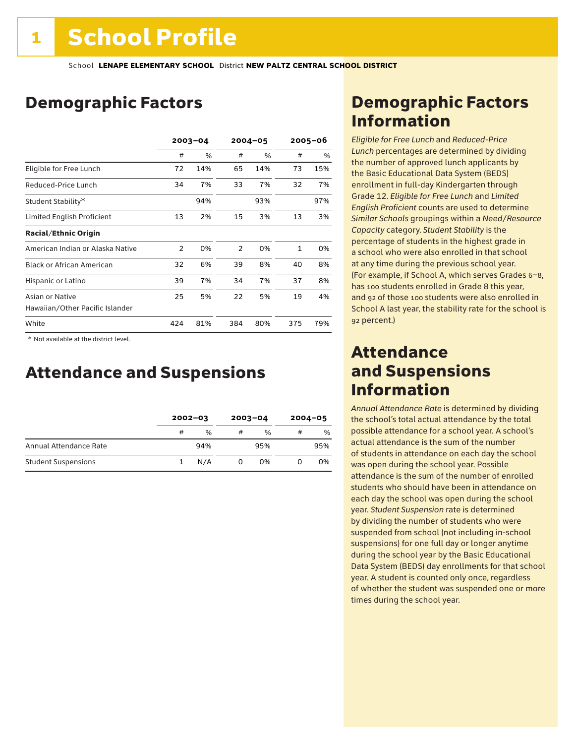# 1 School Profile

School **LENAPE ELEMENTARY SCHOOL** District **NEW PALTZ CENTRAL SCHOOL DISTRICT**

## Demographic Factors

| | 2003–04 | | 2004–05 | | 2005–06 | |
|---|---|---|---|---|---|---|
| | # | % | # | % | # | % |
| Eligible for Free Lunch | 72 | 14% | 65 | 14% | 73 | 15% |
| Reduced-Price Lunch | 34 | 7% | 33 | 7% | 32 | 7% |
| Student Stability* | | 94% | | 93% | | 97% |
| Limited English Proficient | 13 | 2% | 15 | 3% | 13 | 3% |
| **Racial/Ethnic Origin** | | | | | | |
| American Indian or Alaska Native | 2 | 0% | 2 | 0% | 1 | 0% |
| Black or African American | 32 | 6% | 39 | 8% | 40 | 8% |
| Hispanic or Latino | 39 | 7% | 34 | 7% | 37 | 8% |
| Asian or Native Hawaiian/Other Pacific Islander | 25 | 5% | 22 | 5% | 19 | 4% |
| White | 424 | 81% | 384 | 80% | 375 | 79% |

\* Not available at the district level.

## Attendance and Suspensions

| | 2002–03 | | 2003–04 | | 2004–05 | |
|---|---|---|---|---|---|---|
| | # | % | # | % | # | % |
| Annual Attendance Rate | | 94% | | 95% | | 95% |
| Student Suspensions | 1 | N/A | 0 | 0% | 0 | 0% |

## Demographic Factors Information

*Eligible for Free Lunch* and *Reduced-Price Lunch* percentages are determined by dividing the number of approved lunch applicants by the Basic Educational Data System (BEDS) enrollment in full-day Kindergarten through Grade 12. *Eligible for Free Lunch* and *Limited English Proficient* counts are used to determine *Similar Schools* groupings within a *Need/Resource Capacity* category. *Student Stability* is the percentage of students in the highest grade in a school who were also enrolled in that school at any time during the previous school year. (For example, if School A, which serves Grades 6–8, has 100 students enrolled in Grade 8 this year, and 92 of those 100 students were also enrolled in School A last year, the stability rate for the school is 92 percent.)

## Attendance and Suspensions Information

*Annual Attendance Rate* is determined by dividing the school's total actual attendance by the total possible attendance for a school year. A school's actual attendance is the sum of the number of students in attendance on each day the school was open during the school year. Possible attendance is the sum of the number of enrolled students who should have been in attendance on each day the school was open during the school year. *Student Suspension* rate is determined by dividing the number of students who were suspended from school (not including in-school suspensions) for one full day or longer anytime during the school year by the Basic Educational Data System (BEDS) day enrollments for that school year. A student is counted only once, regardless of whether the student was suspended one or more times during the school year.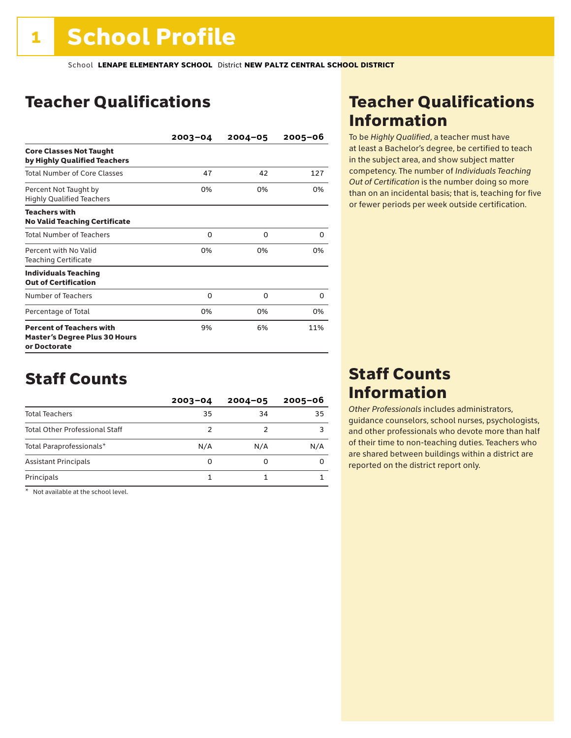# 1 School Profile

School **LENAPE ELEMENTARY SCHOOL** District **NEW PALTZ CENTRAL SCHOOL DISTRICT**

## Teacher Qualifications

| | 2003–04 | 2004–05 | 2005–06 |
|---|---|---|---|
| **Core Classes Not Taught by Highly Qualified Teachers** | | | |
| Total Number of Core Classes | 47 | 42 | 127 |
| Percent Not Taught by Highly Qualified Teachers | 0% | 0% | 0% |
| **Teachers with No Valid Teaching Certificate** | | | |
| Total Number of Teachers | 0 | 0 | 0 |
| Percent with No Valid Teaching Certificate | 0% | 0% | 0% |
| **Individuals Teaching Out of Certification** | | | |
| Number of Teachers | 0 | 0 | 0 |
| Percentage of Total | 0% | 0% | 0% |
| **Percent of Teachers with Master's Degree Plus 30 Hours or Doctorate** | 9% | 6% | 11% |

## Teacher Qualifications Information

To be *Highly Qualified*, a teacher must have at least a Bachelor's degree, be certified to teach in the subject area, and show subject matter competency. The number of *Individuals Teaching Out of Certification* is the number doing so more than on an incidental basis; that is, teaching for five or fewer periods per week outside certification.

## Staff Counts

| | 2003–04 | 2004–05 | 2005–06 |
|---|---|---|---|
| Total Teachers | 35 | 34 | 35 |
| Total Other Professional Staff | 2 | 2 | 3 |
| Total Paraprofessionals* | N/A | N/A | N/A |
| Assistant Principals | 0 | 0 | 0 |
| Principals | 1 | 1 | 1 |

\* Not available at the school level.

## Staff Counts Information

*Other Professionals* includes administrators, guidance counselors, school nurses, psychologists, and other professionals who devote more than half of their time to non-teaching duties. Teachers who are shared between buildings within a district are reported on the district report only.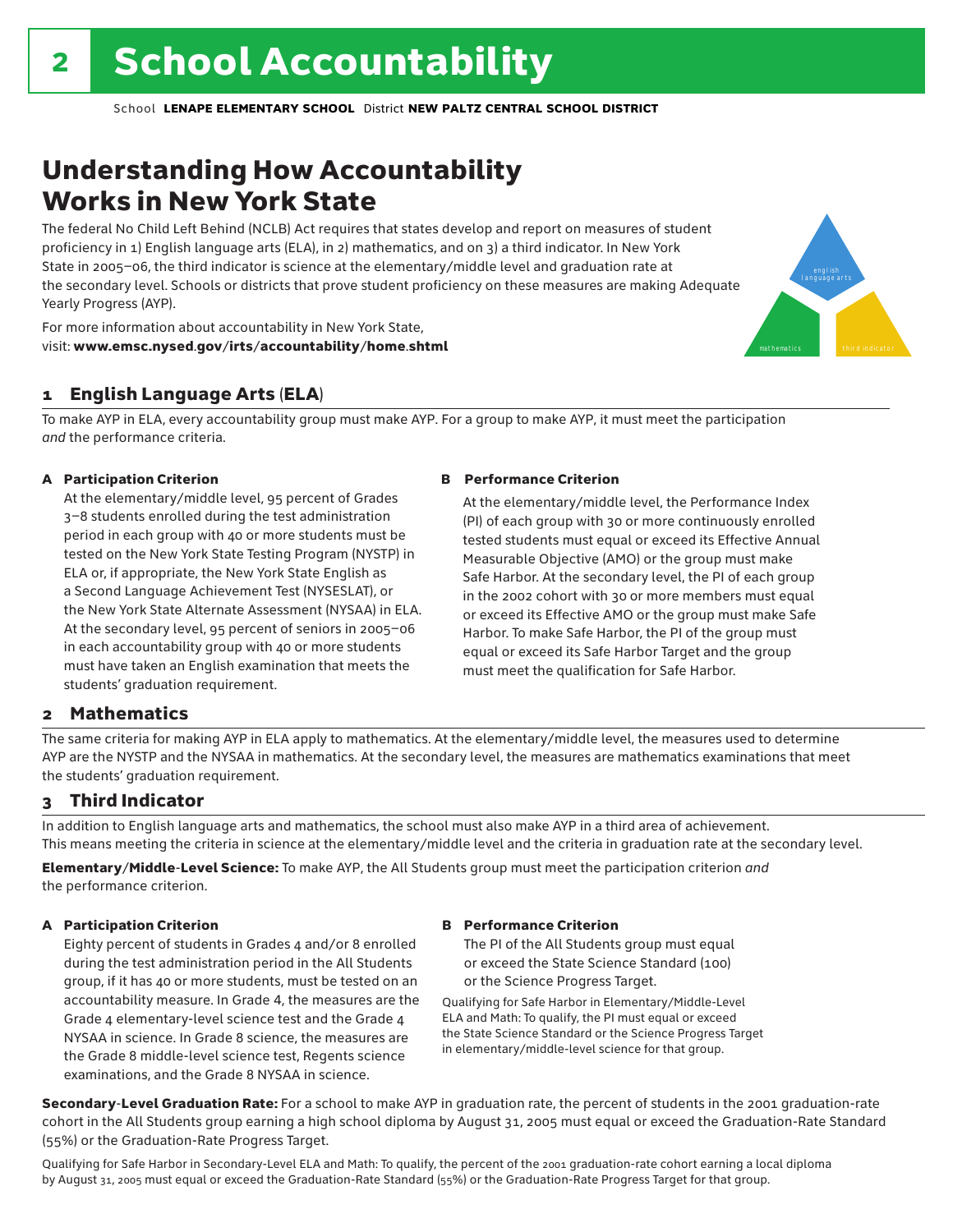# 2 School Accountability

School **LENAPE ELEMENTARY SCHOOL** District **NEW PALTZ CENTRAL SCHOOL DISTRICT**

## Understanding How Accountability Works in New York State

The federal No Child Left Behind (NCLB) Act requires that states develop and report on measures of student proficiency in 1) English language arts (ELA), in 2) mathematics, and on 3) a third indicator. In New York State in 2005–06, the third indicator is science at the elementary/middle level and graduation rate at the secondary level. Schools or districts that prove student proficiency on these measures are making Adequate Yearly Progress (AYP).

For more information about accountability in New York State, visit: **www.emsc.nysed.gov/irts/accountability/home.shtml**

english language arts

mathematics

third indicator

### 1 English Language Arts (ELA)

To make AYP in ELA, every accountability group must make AYP. For a group to make AYP, it must meet the participation *and* the performance criteria.

**A Participation Criterion**

At the elementary/middle level, 95 percent of Grades 3–8 students enrolled during the test administration period in each group with 40 or more students must be tested on the New York State Testing Program (NYSTP) in ELA or, if appropriate, the New York State English as a Second Language Achievement Test (NYSESLAT), or the New York State Alternate Assessment (NYSAA) in ELA. At the secondary level, 95 percent of seniors in 2005–06 in each accountability group with 40 or more students must have taken an English examination that meets the students' graduation requirement.

**B Performance Criterion**

At the elementary/middle level, the Performance Index (PI) of each group with 30 or more continuously enrolled tested students must equal or exceed its Effective Annual Measurable Objective (AMO) or the group must make Safe Harbor. At the secondary level, the PI of each group in the 2002 cohort with 30 or more members must equal or exceed its Effective AMO or the group must make Safe Harbor. To make Safe Harbor, the PI of the group must equal or exceed its Safe Harbor Target and the group must meet the qualification for Safe Harbor.

### 2 Mathematics

The same criteria for making AYP in ELA apply to mathematics. At the elementary/middle level, the measures used to determine AYP are the NYSTP and the NYSAA in mathematics. At the secondary level, the measures are mathematics examinations that meet the students' graduation requirement.

### 3 Third Indicator

In addition to English language arts and mathematics, the school must also make AYP in a third area of achievement. This means meeting the criteria in science at the elementary/middle level and the criteria in graduation rate at the secondary level.

**Elementary/Middle-Level Science:** To make AYP, the All Students group must meet the participation criterion *and* the performance criterion.

**A Participation Criterion**

Eighty percent of students in Grades 4 and/or 8 enrolled during the test administration period in the All Students group, if it has 40 or more students, must be tested on an accountability measure. In Grade 4, the measures are the Grade 4 elementary-level science test and the Grade 4 NYSAA in science. In Grade 8 science, the measures are the Grade 8 middle-level science test, Regents science examinations, and the Grade 8 NYSAA in science.

**B Performance Criterion**

The PI of the All Students group must equal or exceed the State Science Standard (100) or the Science Progress Target.

Qualifying for Safe Harbor in Elementary/Middle-Level ELA and Math: To qualify, the PI must equal or exceed the State Science Standard or the Science Progress Target in elementary/middle-level science for that group.

**Secondary-Level Graduation Rate:** For a school to make AYP in graduation rate, the percent of students in the 2001 graduation-rate cohort in the All Students group earning a high school diploma by August 31, 2005 must equal or exceed the Graduation-Rate Standard (55%) or the Graduation-Rate Progress Target.

Qualifying for Safe Harbor in Secondary-Level ELA and Math: To qualify, the percent of the 2001 graduation-rate cohort earning a local diploma by August 31, 2005 must equal or exceed the Graduation-Rate Standard (55%) or the Graduation-Rate Progress Target for that group.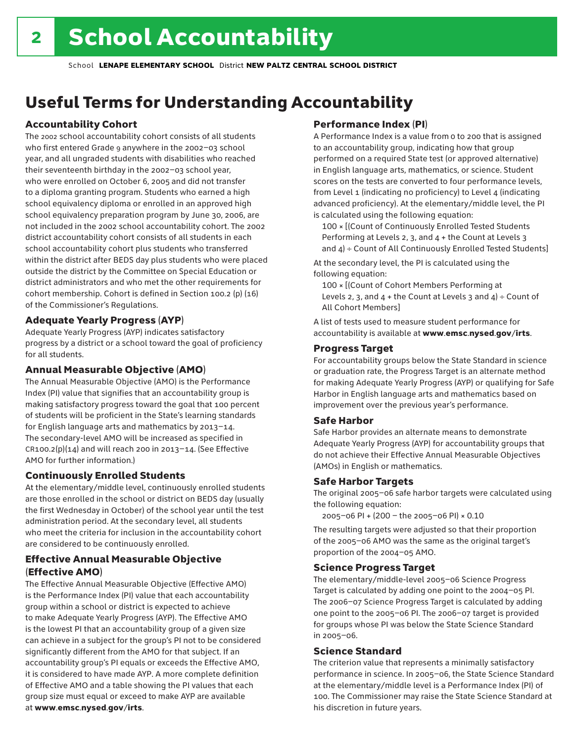# School Accountability

School **LENAPE ELEMENTARY SCHOOL** District **NEW PALTZ CENTRAL SCHOOL DISTRICT**

## Useful Terms for Understanding Accountability

### Accountability Cohort

The 2002 school accountability cohort consists of all students who first entered Grade 9 anywhere in the 2002–03 school year, and all ungraded students with disabilities who reached their seventeenth birthday in the 2002–03 school year, who were enrolled on October 6, 2005 and did not transfer to a diploma granting program. Students who earned a high school equivalency diploma or enrolled in an approved high school equivalency preparation program by June 30, 2006, are not included in the 2002 school accountability cohort. The 2002 district accountability cohort consists of all students in each school accountability cohort plus students who transferred within the district after BEDS day plus students who were placed outside the district by the Committee on Special Education or district administrators and who met the other requirements for cohort membership. Cohort is defined in Section 100.2 (p) (16) of the Commissioner's Regulations.

### Adequate Yearly Progress (AYP)

Adequate Yearly Progress (AYP) indicates satisfactory progress by a district or a school toward the goal of proficiency for all students.

### Annual Measurable Objective (AMO)

The Annual Measurable Objective (AMO) is the Performance Index (PI) value that signifies that an accountability group is making satisfactory progress toward the goal that 100 percent of students will be proficient in the State's learning standards for English language arts and mathematics by 2013–14. The secondary-level AMO will be increased as specified in CR100.2(p)(14) and will reach 200 in 2013–14. (See Effective AMO for further information.)

### Continuously Enrolled Students

At the elementary/middle level, continuously enrolled students are those enrolled in the school or district on BEDS day (usually the first Wednesday in October) of the school year until the test administration period. At the secondary level, all students who meet the criteria for inclusion in the accountability cohort are considered to be continuously enrolled.

### Effective Annual Measurable Objective (Effective AMO)

The Effective Annual Measurable Objective (Effective AMO) is the Performance Index (PI) value that each accountability group within a school or district is expected to achieve to make Adequate Yearly Progress (AYP). The Effective AMO is the lowest PI that an accountability group of a given size can achieve in a subject for the group's PI not to be considered significantly different from the AMO for that subject. If an accountability group's PI equals or exceeds the Effective AMO, it is considered to have made AYP. A more complete definition of Effective AMO and a table showing the PI values that each group size must equal or exceed to make AYP are available at **www.emsc.nysed.gov/irts**.

### Performance Index (PI)

A Performance Index is a value from 0 to 200 that is assigned to an accountability group, indicating how that group performed on a required State test (or approved alternative) in English language arts, mathematics, or science. Student scores on the tests are converted to four performance levels, from Level 1 (indicating no proficiency) to Level 4 (indicating advanced proficiency). At the elementary/middle level, the PI is calculated using the following equation:

100 × [(Count of Continuously Enrolled Tested Students Performing at Levels 2, 3, and 4 + the Count at Levels 3 and 4) ÷ Count of All Continuously Enrolled Tested Students]

At the secondary level, the PI is calculated using the following equation:

100 × [(Count of Cohort Members Performing at Levels 2, 3, and 4 + the Count at Levels 3 and 4) ÷ Count of All Cohort Members]

A list of tests used to measure student performance for accountability is available at **www.emsc.nysed.gov/irts**.

### Progress Target

For accountability groups below the State Standard in science or graduation rate, the Progress Target is an alternate method for making Adequate Yearly Progress (AYP) or qualifying for Safe Harbor in English language arts and mathematics based on improvement over the previous year's performance.

### Safe Harbor

Safe Harbor provides an alternate means to demonstrate Adequate Yearly Progress (AYP) for accountability groups that do not achieve their Effective Annual Measurable Objectives (AMOs) in English or mathematics.

### Safe Harbor Targets

The original 2005–06 safe harbor targets were calculated using the following equation:

2005–06 PI + (200 – the 2005–06 PI) × 0.10

The resulting targets were adjusted so that their proportion of the 2005–06 AMO was the same as the original target's proportion of the 2004–05 AMO.

### Science Progress Target

The elementary/middle-level 2005–06 Science Progress Target is calculated by adding one point to the 2004–05 PI. The 2006–07 Science Progress Target is calculated by adding one point to the 2005–06 PI. The 2006–07 target is provided for groups whose PI was below the State Science Standard in 2005–06.

### Science Standard

The criterion value that represents a minimally satisfactory performance in science. In 2005–06, the State Science Standard at the elementary/middle level is a Performance Index (PI) of 100. The Commissioner may raise the State Science Standard at his discretion in future years.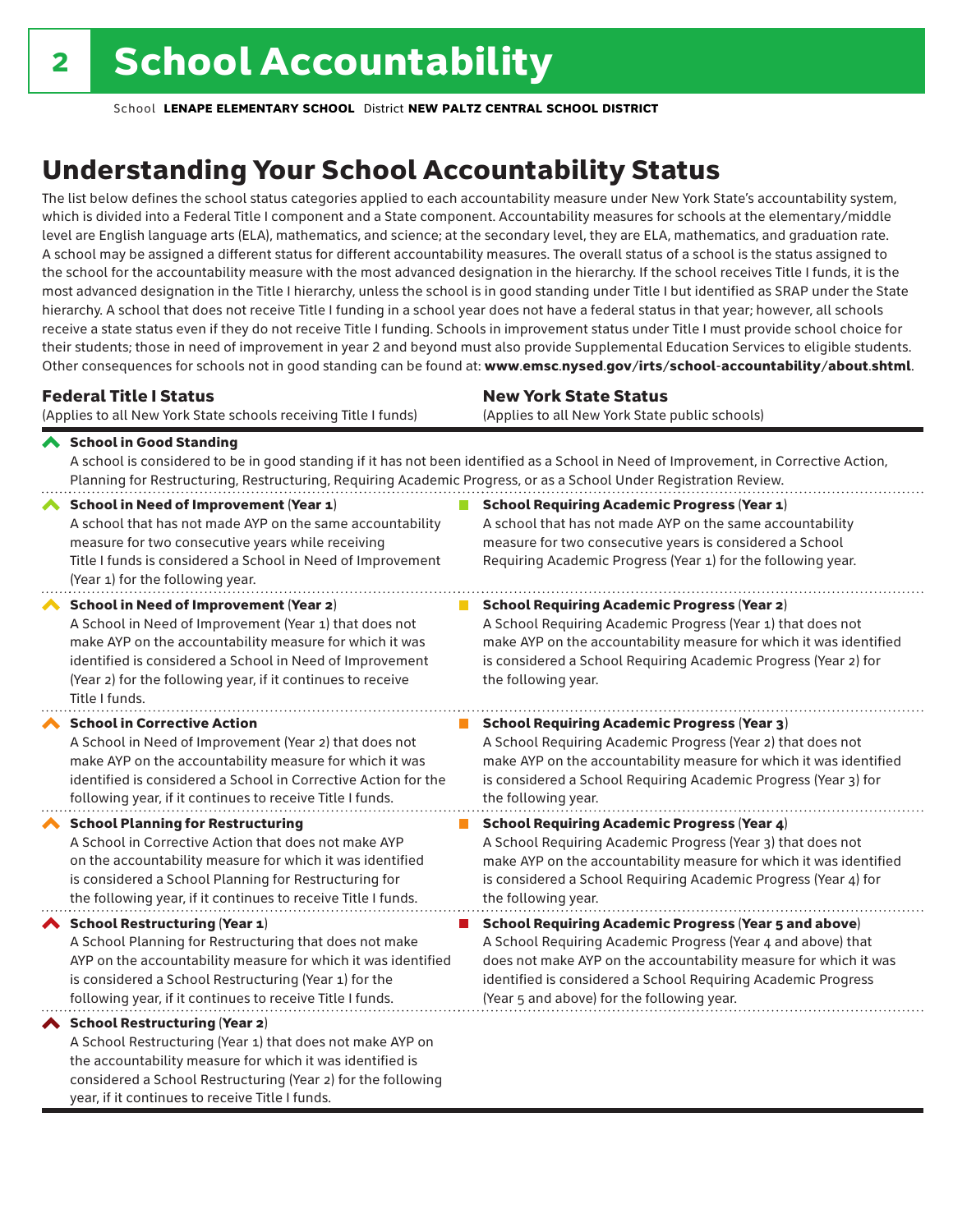# 2 School Accountability

School **LENAPE ELEMENTARY SCHOOL** District **NEW PALTZ CENTRAL SCHOOL DISTRICT**

## Understanding Your School Accountability Status

The list below defines the school status categories applied to each accountability measure under New York State's accountability system, which is divided into a Federal Title I component and a State component. Accountability measures for schools at the elementary/middle level are English language arts (ELA), mathematics, and science; at the secondary level, they are ELA, mathematics, and graduation rate. A school may be assigned a different status for different accountability measures. The overall status of a school is the status assigned to the school for the accountability measure with the most advanced designation in the hierarchy. If the school receives Title I funds, it is the most advanced designation in the Title I hierarchy, unless the school is in good standing under Title I but identified as SRAP under the State hierarchy. A school that does not receive Title I funding in a school year does not have a federal status in that year; however, all schools receive a state status even if they do not receive Title I funding. Schools in improvement status under Title I must provide school choice for their students; those in need of improvement in year 2 and beyond must also provide Supplemental Education Services to eligible students. Other consequences for schools not in good standing can be found at: **www.emsc.nysed.gov/irts/school-accountability/about.shtml**.

### Federal Title I Status
(Applies to all New York State schools receiving Title I funds)

### New York State Status
(Applies to all New York State public schools)

**School in Good Standing**
A school is considered to be in good standing if it has not been identified as a School in Need of Improvement, in Corrective Action, Planning for Restructuring, Restructuring, Requiring Academic Progress, or as a School Under Registration Review.

| Federal Title I Status | New York State Status |
|---|---|
| **School in Need of Improvement (Year 1)**<br>A school that has not made AYP on the same accountability measure for two consecutive years while receiving Title I funds is considered a School in Need of Improvement (Year 1) for the following year. | **School Requiring Academic Progress (Year 1)**<br>A school that has not made AYP on the same accountability measure for two consecutive years is considered a School Requiring Academic Progress (Year 1) for the following year. |
| **School in Need of Improvement (Year 2)**<br>A School in Need of Improvement (Year 1) that does not make AYP on the accountability measure for which it was identified is considered a School in Need of Improvement (Year 2) for the following year, if it continues to receive Title I funds. | **School Requiring Academic Progress (Year 2)**<br>A School Requiring Academic Progress (Year 1) that does not make AYP on the accountability measure for which it was identified is considered a School Requiring Academic Progress (Year 2) for the following year. |
| **School in Corrective Action**<br>A School in Need of Improvement (Year 2) that does not make AYP on the accountability measure for which it was identified is considered a School in Corrective Action for the following year, if it continues to receive Title I funds. | **School Requiring Academic Progress (Year 3)**<br>A School Requiring Academic Progress (Year 2) that does not make AYP on the accountability measure for which it was identified is considered a School Requiring Academic Progress (Year 3) for the following year. |
| **School Planning for Restructuring**<br>A School in Corrective Action that does not make AYP on the accountability measure for which it was identified is considered a School Planning for Restructuring for the following year, if it continues to receive Title I funds. | **School Requiring Academic Progress (Year 4)**<br>A School Requiring Academic Progress (Year 3) that does not make AYP on the accountability measure for which it was identified is considered a School Requiring Academic Progress (Year 4) for the following year. |
| **School Restructuring (Year 1)**<br>A School Planning for Restructuring that does not make AYP on the accountability measure for which it was identified is considered a School Restructuring (Year 1) for the following year, if it continues to receive Title I funds. | **School Requiring Academic Progress (Year 5 and above)**<br>A School Requiring Academic Progress (Year 4 and above) that does not make AYP on the accountability measure for which it was identified is considered a School Requiring Academic Progress (Year 5 and above) for the following year. |
| **School Restructuring (Year 2)**<br>A School Restructuring (Year 1) that does not make AYP on the accountability measure for which it was identified is considered a School Restructuring (Year 2) for the following year, if it continues to receive Title I funds. | |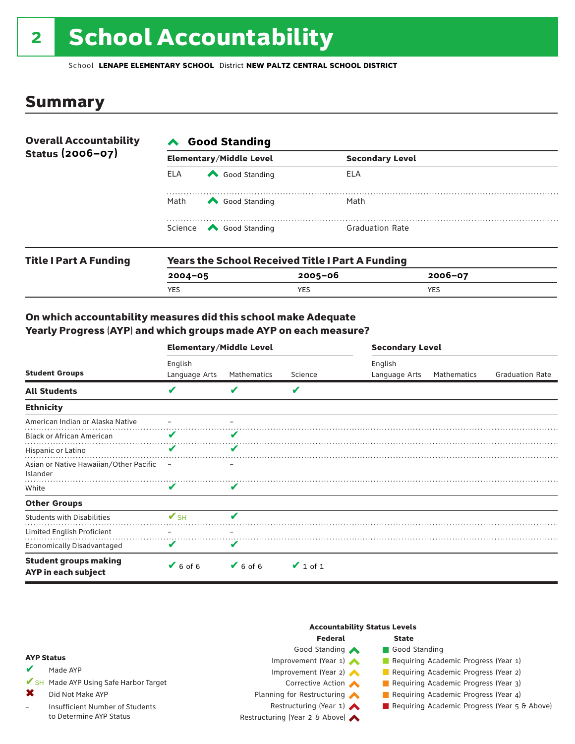# 2 School Accountability

School **LENAPE ELEMENTARY SCHOOL** District **NEW PALTZ CENTRAL SCHOOL DISTRICT**

## Summary

**Overall Accountability Status (2006–07)**

**Good Standing**

| Elementary/Middle Level | | Secondary Level |
|---|---|---|
| ELA | Good Standing | ELA |
| Math | Good Standing | Math |
| Science | Good Standing | Graduation Rate |

**Title I Part A Funding**

**Years the School Received Title I Part A Funding**

| 2004–05 | 2005–06 | 2006–07 |
|---|---|---|
| YES | YES | YES |

### On which accountability measures did this school make Adequate Yearly Progress (AYP) and which groups made AYP on each measure?

| Student Groups | Elementary/Middle Level: English Language Arts | Elementary/Middle Level: Mathematics | Elementary/Middle Level: Science | Secondary Level: English Language Arts | Secondary Level: Mathematics | Secondary Level: Graduation Rate |
|---|---|---|---|---|---|---|
| **All Students** | ✔ | ✔ | ✔ | | | |
| **Ethnicity** | | | | | | |
| American Indian or Alaska Native | – | – | | | | |
| Black or African American | ✔ | ✔ | | | | |
| Hispanic or Latino | ✔ | ✔ | | | | |
| Asian or Native Hawaiian/Other Pacific Islander | – | – | | | | |
| White | ✔ | ✔ | | | | |
| **Other Groups** | | | | | | |
| Students with Disabilities | ✔SH | ✔ | | | | |
| Limited English Proficient | – | – | | | | |
| Economically Disadvantaged | ✔ | ✔ | | | | |
| **Student groups making AYP in each subject** | ✔ 6 of 6 | ✔ 6 of 6 | ✔ 1 of 1 | | | |

**AYP Status**

- ✔ Made AYP
- ✔SH Made AYP Using Safe Harbor Target
- ✖ Did Not Make AYP
- – Insufficient Number of Students to Determine AYP Status

**Accountability Status Levels**

| Federal | State |
|---|---|
| Good Standing | Good Standing |
| Improvement (Year 1) | Requiring Academic Progress (Year 1) |
| Improvement (Year 2) | Requiring Academic Progress (Year 2) |
| Corrective Action | Requiring Academic Progress (Year 3) |
| Planning for Restructuring | Requiring Academic Progress (Year 4) |
| Restructuring (Year 1) | Requiring Academic Progress (Year 5 & Above) |
| Restructuring (Year 2 & Above) | |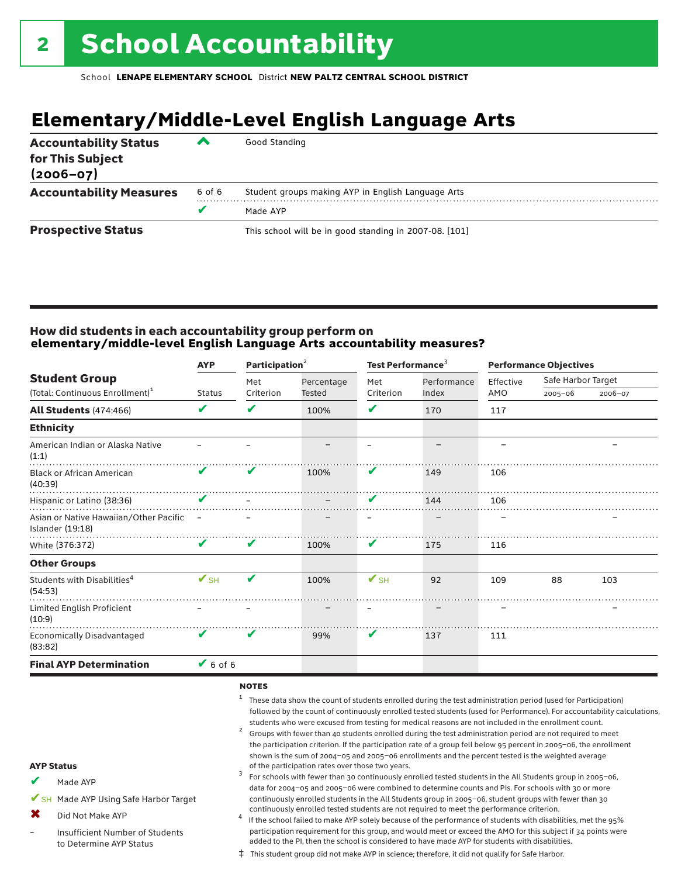# 2 School Accountability

School **LENAPE ELEMENTARY SCHOOL** District **NEW PALTZ CENTRAL SCHOOL DISTRICT**

## Elementary/Middle-Level English Language Arts

| | | |
|---|---|---|
| **Accountability Status for This Subject (2006–07)** | ^ | Good Standing |
| **Accountability Measures** | 6 of 6 | Student groups making AYP in English Language Arts |
| | ✔ | Made AYP |
| **Prospective Status** | | This school will be in good standing in 2007-08. [101] |

### How did students in each accountability group perform on elementary/middle-level English Language Arts accountability measures?

| Student Group (Total: Continuous Enrollment)[1] | AYP Status | Participation[2] Met Criterion | Participation[2] Percentage Tested | Test Performance[3] Met Criterion | Test Performance[3] Performance Index | Performance Objectives Effective AMO | Safe Harbor Target 2005–06 | Safe Harbor Target 2006–07 |
|---|---|---|---|---|---|---|---|---|
| **All Students** (474:466) | ✔ | ✔ | 100% | ✔ | 170 | 117 | | |
| **Ethnicity** | | | | | | | | |
| American Indian or Alaska Native (1:1) | – | – | – | – | – | – | | – |
| Black or African American (40:39) | ✔ | ✔ | 100% | ✔ | 149 | 106 | | |
| Hispanic or Latino (38:36) | ✔ | – | – | ✔ | 144 | 106 | | |
| Asian or Native Hawaiian/Other Pacific Islander (19:18) | – | – | – | – | – | – | | – |
| White (376:372) | ✔ | ✔ | 100% | ✔ | 175 | 116 | | |
| **Other Groups** | | | | | | | | |
| Students with Disabilities[4] (54:53) | ✔SH | ✔ | 100% | ✔SH | 92 | 109 | 88 | 103 |
| Limited English Proficient (10:9) | – | – | – | – | – | – | | – |
| Economically Disadvantaged (83:82) | ✔ | ✔ | 99% | ✔ | 137 | 111 | | |
| **Final AYP Determination** | ✔ 6 of 6 | | | | | | | |

**AYP Status**

- ✔ Made AYP
- ✔SH Made AYP Using Safe Harbor Target
- ✖ Did Not Make AYP
- – Insufficient Number of Students to Determine AYP Status

**NOTES**

[1] These data show the count of students enrolled during the test administration period (used for Participation) followed by the count of continuously enrolled tested students (used for Performance). For accountability calculations, students who were excused from testing for medical reasons are not included in the enrollment count.

[2] Groups with fewer than 40 students enrolled during the test administration period are not required to meet the participation criterion. If the participation rate of a group fell below 95 percent in 2005–06, the enrollment shown is the sum of 2004–05 and 2005–06 enrollments and the percent tested is the weighted average of the participation rates over those two years.

[3] For schools with fewer than 30 continuously enrolled tested students in the All Students group in 2005–06, data for 2004–05 and 2005–06 were combined to determine counts and PIs. For schools with 30 or more continuously enrolled students in the All Students group in 2005–06, student groups with fewer than 30 continuously enrolled tested students are not required to meet the performance criterion.

[4] If the school failed to make AYP solely because of the performance of students with disabilities, met the 95% participation requirement for this group, and would meet or exceed the AMO for this subject if 34 points were added to the PI, then the school is considered to have made AYP for students with disabilities.

‡ This student group did not make AYP in science; therefore, it did not qualify for Safe Harbor.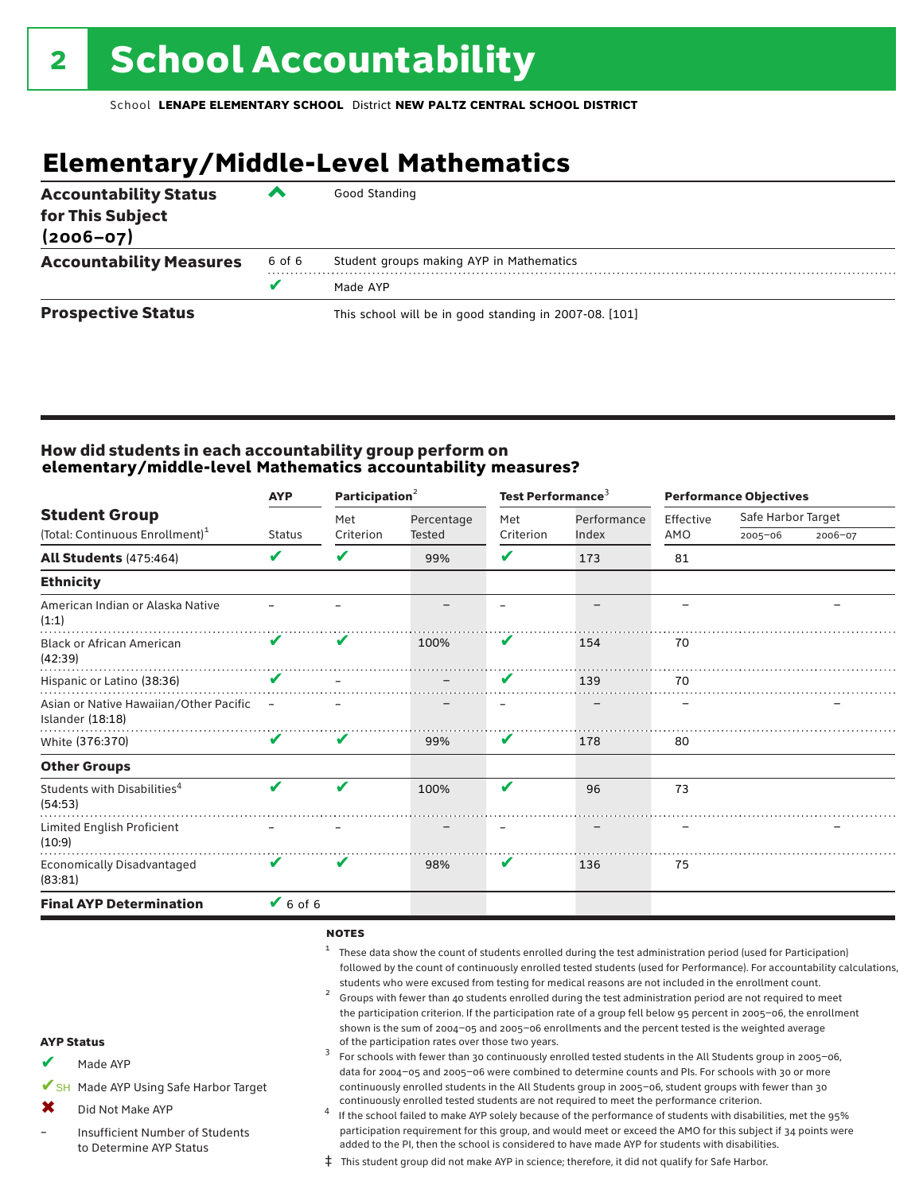# 2 School Accountability

School **LENAPE ELEMENTARY SCHOOL** District **NEW PALTZ CENTRAL SCHOOL DISTRICT**

## Elementary/Middle-Level Mathematics

| | | |
|---|---|---|
| **Accountability Status for This Subject (2006–07)** | ^ | Good Standing |
| **Accountability Measures** | 6 of 6 | Student groups making AYP in Mathematics |
| | ✔ | Made AYP |
| **Prospective Status** | | This school will be in good standing in 2007-08. [101] |

### How did students in each accountability group perform on elementary/middle-level Mathematics accountability measures?

| Student Group (Total: Continuous Enrollment)[1] | AYP | Participation[2] | | Test Performance[3] | | Performance Objectives | | |
|---|---|---|---|---|---|---|---|---|
| | Status | Met Criterion | Percentage Tested | Met Criterion | Performance Index | Effective AMO | Safe Harbor Target 2005–06 | Safe Harbor Target 2006–07 |
| **All Students** (475:464) | ✔ | ✔ | 99% | ✔ | 173 | 81 | | |
| **Ethnicity** | | | | | | | | |
| American Indian or Alaska Native (1:1) | – | – | – | – | – | – | | – |
| Black or African American (42:39) | ✔ | ✔ | 100% | ✔ | 154 | 70 | | |
| Hispanic or Latino (38:36) | ✔ | – | – | ✔ | 139 | 70 | | |
| Asian or Native Hawaiian/Other Pacific Islander (18:18) | – | – | – | – | – | – | | – |
| White (376:370) | ✔ | ✔ | 99% | ✔ | 178 | 80 | | |
| **Other Groups** | | | | | | | | |
| Students with Disabilities[4] (54:53) | ✔ | ✔ | 100% | ✔ | 96 | 73 | | |
| Limited English Proficient (10:9) | – | – | – | – | – | – | | – |
| Economically Disadvantaged (83:81) | ✔ | ✔ | 98% | ✔ | 136 | 75 | | |
| **Final AYP Determination** | ✔ 6 of 6 | | | | | | | |

**NOTES**

1 These data show the count of students enrolled during the test administration period (used for Participation) followed by the count of continuously enrolled tested students (used for Performance). For accountability calculations, students who were excused from testing for medical reasons are not included in the enrollment count.

2 Groups with fewer than 40 students enrolled during the test administration period are not required to meet the participation criterion. If the participation rate of a group fell below 95 percent in 2005–06, the enrollment shown is the sum of 2004–05 and 2005–06 enrollments and the percent tested is the weighted average of the participation rates over those two years.

3 For schools with fewer than 30 continuously enrolled tested students in the All Students group in 2005–06, data for 2004–05 and 2005–06 were combined to determine counts and PIs. For schools with 30 or more continuously enrolled students in the All Students group in 2005–06, student groups with fewer than 30 continuously enrolled tested students are not required to meet the performance criterion.

4 If the school failed to make AYP solely because of the performance of students with disabilities, met the 95% participation requirement for this group, and would meet or exceed the AMO for this subject if 34 points were added to the PI, then the school is considered to have made AYP for students with disabilities.

‡ This student group did not make AYP in science; therefore, it did not qualify for Safe Harbor.

**AYP Status**

- ✔ Made AYP
- ✔SH Made AYP Using Safe Harbor Target
- ✖ Did Not Make AYP
- – Insufficient Number of Students to Determine AYP Status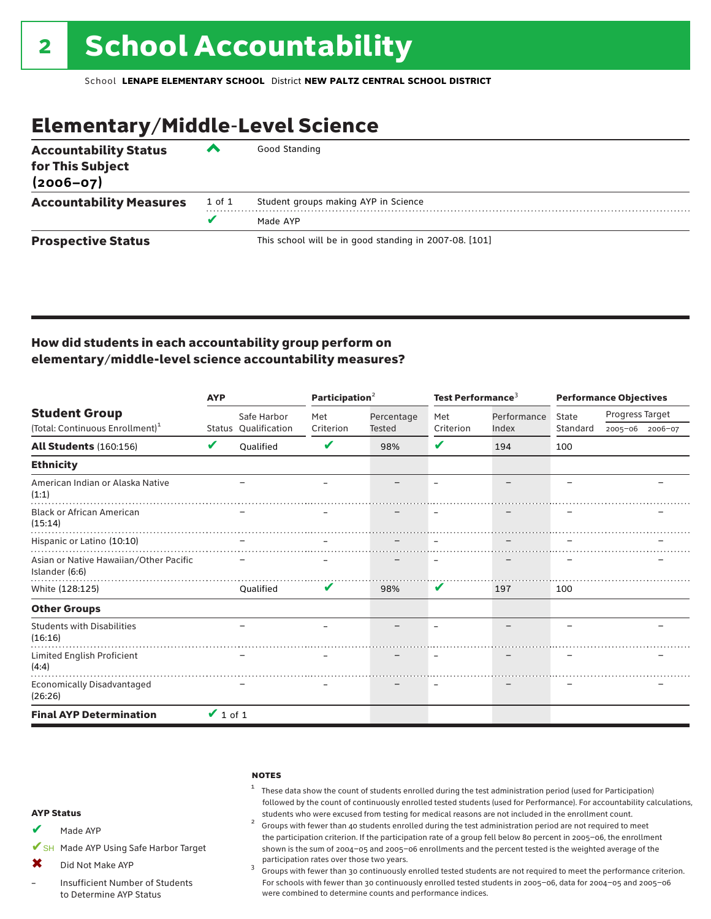# 2 School Accountability

School **LENAPE ELEMENTARY SCHOOL** District **NEW PALTZ CENTRAL SCHOOL DISTRICT**

## Elementary/Middle-Level Science

| | | |
|---|---|---|
| **Accountability Status for This Subject (2006–07)** | ^ | Good Standing |
| **Accountability Measures** | 1 of 1 | Student groups making AYP in Science |
| | ✔ | Made AYP |
| **Prospective Status** | | This school will be in good standing in 2007-08. [101] |

### How did students in each accountability group perform on elementary/middle-level science accountability measures?

| Student Group (Total: Continuous Enrollment)[1] | AYP Status | AYP Safe Harbor Qualification | Participation[2] Met Criterion | Participation[2] Percentage Tested | Test Performance[3] Met Criterion | Test Performance[3] Performance Index | Performance Objectives State Standard | Progress Target 2005–06 | Progress Target 2006–07 |
|---|---|---|---|---|---|---|---|---|---|
| **All Students** (160:156) | ✔ | Qualified | ✔ | 98% | ✔ | 194 | 100 | | |
| **Ethnicity** | | | | | | | | | |
| American Indian or Alaska Native (1:1) | | – | – | – | – | – | – | | – |
| Black or African American (15:14) | | – | – | – | – | – | – | | – |
| Hispanic or Latino (10:10) | | – | – | – | – | – | – | | – |
| Asian or Native Hawaiian/Other Pacific Islander (6:6) | | – | – | – | – | – | – | | – |
| White (128:125) | | Qualified | ✔ | 98% | ✔ | 197 | 100 | | |
| **Other Groups** | | | | | | | | | |
| Students with Disabilities (16:16) | | – | – | – | – | – | – | | – |
| Limited English Proficient (4:4) | | – | – | – | – | – | – | | – |
| Economically Disadvantaged (26:26) | | – | – | – | – | – | – | | – |
| **Final AYP Determination** | ✔ 1 of 1 | | | | | | | | |

**AYP Status**

- ✔ Made AYP
- ✔SH Made AYP Using Safe Harbor Target
- ✖ Did Not Make AYP
- – Insufficient Number of Students to Determine AYP Status

**NOTES**

[1] These data show the count of students enrolled during the test administration period (used for Participation) followed by the count of continuously enrolled tested students (used for Performance). For accountability calculations, students who were excused from testing for medical reasons are not included in the enrollment count.

[2] Groups with fewer than 40 students enrolled during the test administration period are not required to meet the participation criterion. If the participation rate of a group fell below 80 percent in 2005–06, the enrollment shown is the sum of 2004–05 and 2005–06 enrollments and the percent tested is the weighted average of the participation rates over those two years.

[3] Groups with fewer than 30 continuously enrolled tested students are not required to meet the performance criterion. For schools with fewer than 30 continuously enrolled tested students in 2005–06, data for 2004–05 and 2005–06 were combined to determine counts and performance indices.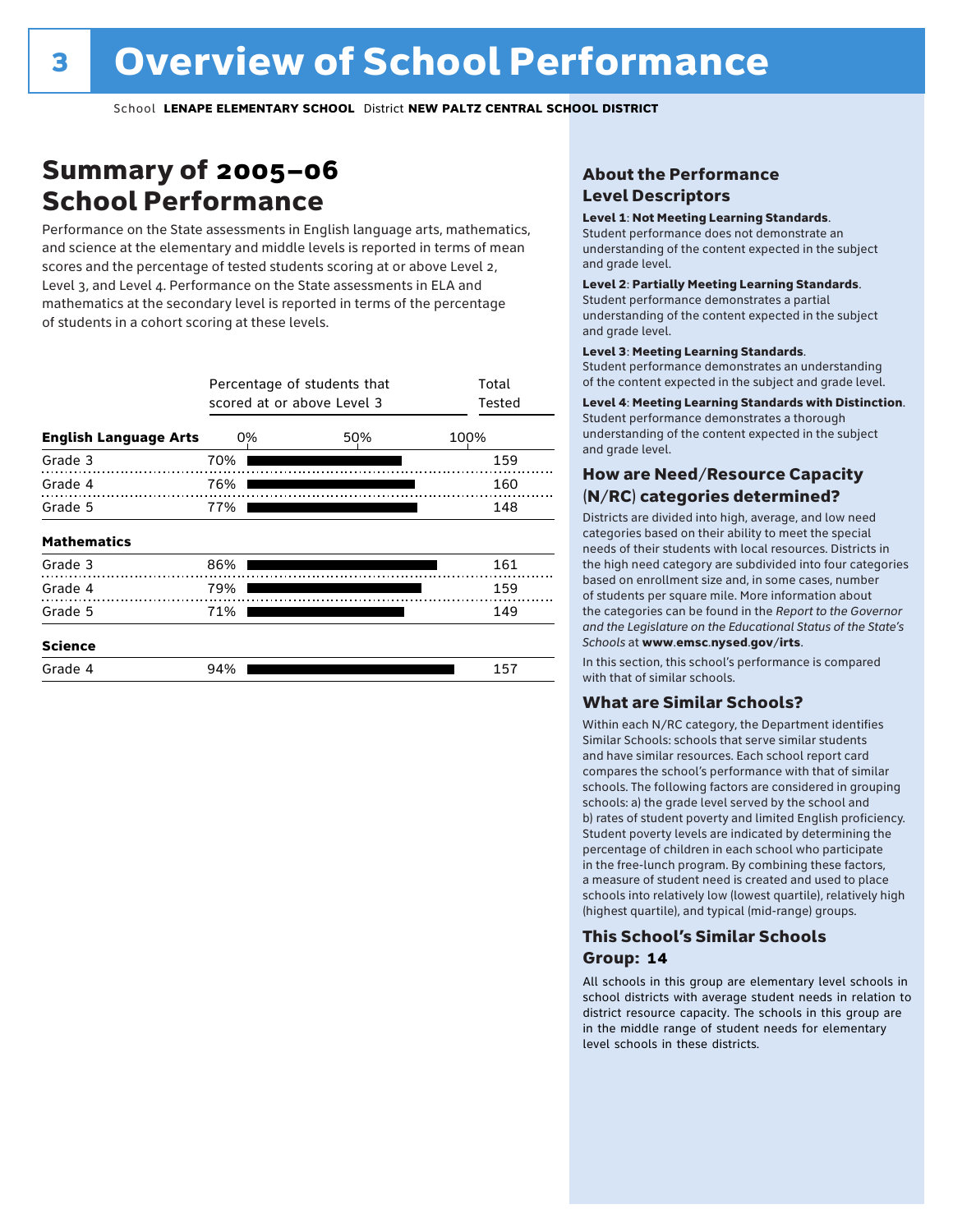# 3 Overview of School Performance

School **LENAPE ELEMENTARY SCHOOL** District **NEW PALTZ CENTRAL SCHOOL DISTRICT**

## Summary of 2005–06 School Performance

Performance on the State assessments in English language arts, mathematics, and science at the elementary and middle levels is reported in terms of mean scores and the percentage of tested students scoring at or above Level 2, Level 3, and Level 4. Performance on the State assessments in ELA and mathematics at the secondary level is reported in terms of the percentage of students in a cohort scoring at these levels.

| | Percentage of students that scored at or above Level 3 | Total Tested |
|---|---|---|
| **English Language Arts** | | |
| Grade 3 | 70% | 159 |
| Grade 4 | 76% | 160 |
| Grade 5 | 77% | 148 |
| **Mathematics** | | |
| Grade 3 | 86% | 161 |
| Grade 4 | 79% | 159 |
| Grade 5 | 71% | 149 |
| **Science** | | |
| Grade 4 | 94% | 157 |

### About the Performance Level Descriptors

**Level 1: Not Meeting Learning Standards.** Student performance does not demonstrate an understanding of the content expected in the subject and grade level.

**Level 2: Partially Meeting Learning Standards.** Student performance demonstrates a partial understanding of the content expected in the subject and grade level.

**Level 3: Meeting Learning Standards.** Student performance demonstrates an understanding of the content expected in the subject and grade level.

**Level 4: Meeting Learning Standards with Distinction.** Student performance demonstrates a thorough understanding of the content expected in the subject and grade level.

### How are Need/Resource Capacity (N/RC) categories determined?

Districts are divided into high, average, and low need categories based on their ability to meet the special needs of their students with local resources. Districts in the high need category are subdivided into four categories based on enrollment size and, in some cases, number of students per square mile. More information about the categories can be found in the *Report to the Governor and the Legislature on the Educational Status of the State's Schools* at **www.emsc.nysed.gov/irts**.

In this section, this school's performance is compared with that of similar schools.

### What are Similar Schools?

Within each N/RC category, the Department identifies Similar Schools: schools that serve similar students and have similar resources. Each school report card compares the school's performance with that of similar schools. The following factors are considered in grouping schools: a) the grade level served by the school and b) rates of student poverty and limited English proficiency. Student poverty levels are indicated by determining the percentage of children in each school who participate in the free-lunch program. By combining these factors, a measure of student need is created and used to place schools into relatively low (lowest quartile), relatively high (highest quartile), and typical (mid-range) groups.

### This School's Similar Schools Group: 14

All schools in this group are elementary level schools in school districts with average student needs in relation to district resource capacity. The schools in this group are in the middle range of student needs for elementary level schools in these districts.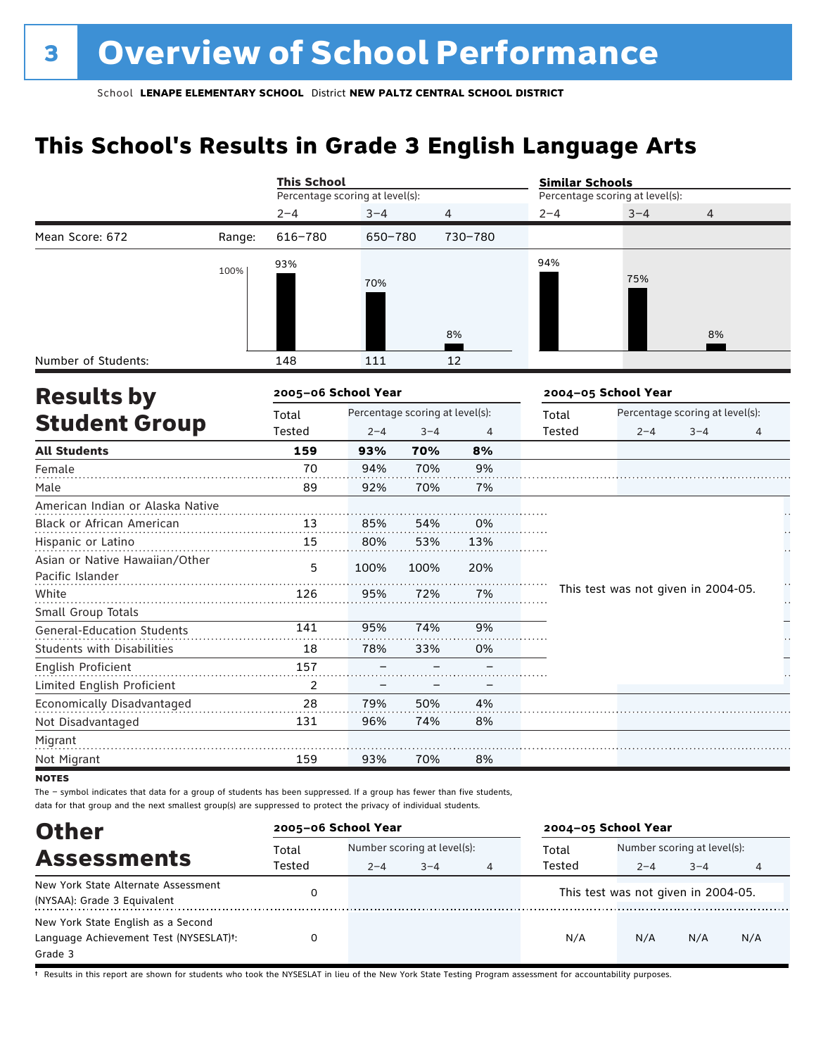# 3 Overview of School Performance

School **LENAPE ELEMENTARY SCHOOL** District **NEW PALTZ CENTRAL SCHOOL DISTRICT**

## This School's Results in Grade 3 English Language Arts

| | | This School | | | Similar Schools | | |
|---|---|---|---|---|---|---|---|
| | | Percentage scoring at level(s): | | | Percentage scoring at level(s): | | |
| | | 2–4 | 3–4 | 4 | 2–4 | 3–4 | 4 |
| Mean Score: 672 | Range: | 616–780 | 650–780 | 730–780 | | | |
| | | 93% | 70% | 8% | 94% | 75% | 8% |
| Number of Students: | | 148 | 111 | 12 | | | |

## Results by Student Group

| | 2005–06 School Year | | | | 2004–05 School Year | | | |
|---|---|---|---|---|---|---|---|---|
| | Total Tested | Percentage scoring at level(s): 2–4 | 3–4 | 4 | Total Tested | Percentage scoring at level(s): 2–4 | 3–4 | 4 |
| **All Students** | **159** | **93%** | **70%** | **8%** | | | | |
| Female | 70 | 94% | 70% | 9% | | | | |
| Male | 89 | 92% | 70% | 7% | | | | |
| American Indian or Alaska Native | | | | | This test was not given in 2004-05. | | | |
| Black or African American | 13 | 85% | 54% | 0% | | | | |
| Hispanic or Latino | 15 | 80% | 53% | 13% | | | | |
| Asian or Native Hawaiian/Other Pacific Islander | 5 | 100% | 100% | 20% | | | | |
| White | 126 | 95% | 72% | 7% | | | | |
| Small Group Totals | | | | | | | | |
| General-Education Students | 141 | 95% | 74% | 9% | | | | |
| Students with Disabilities | 18 | 78% | 33% | 0% | | | | |
| English Proficient | 157 | – | – | – | | | | |
| Limited English Proficient | 2 | – | – | – | | | | |
| Economically Disadvantaged | 28 | 79% | 50% | 4% | | | | |
| Not Disadvantaged | 131 | 96% | 74% | 8% | | | | |
| Migrant | | | | | | | | |
| Not Migrant | 159 | 93% | 70% | 8% | | | | |

**NOTES**

The – symbol indicates that data for a group of students has been suppressed. If a group has fewer than five students, data for that group and the next smallest group(s) are suppressed to protect the privacy of individual students.

## Other Assessments

| | 2005–06 School Year | | | | 2004–05 School Year | | | |
|---|---|---|---|---|---|---|---|---|
| | Total Tested | Number scoring at level(s): 2–4 | 3–4 | 4 | Total Tested | Number scoring at level(s): 2–4 | 3–4 | 4 |
| New York State Alternate Assessment (NYSAA): Grade 3 Equivalent | 0 | | | | This test was not given in 2004-05. | | | |
| New York State English as a Second Language Achievement Test (NYSESLAT)†: Grade 3 | 0 | | | | N/A | N/A | N/A | N/A |

† Results in this report are shown for students who took the NYSESLAT in lieu of the New York State Testing Program assessment for accountability purposes.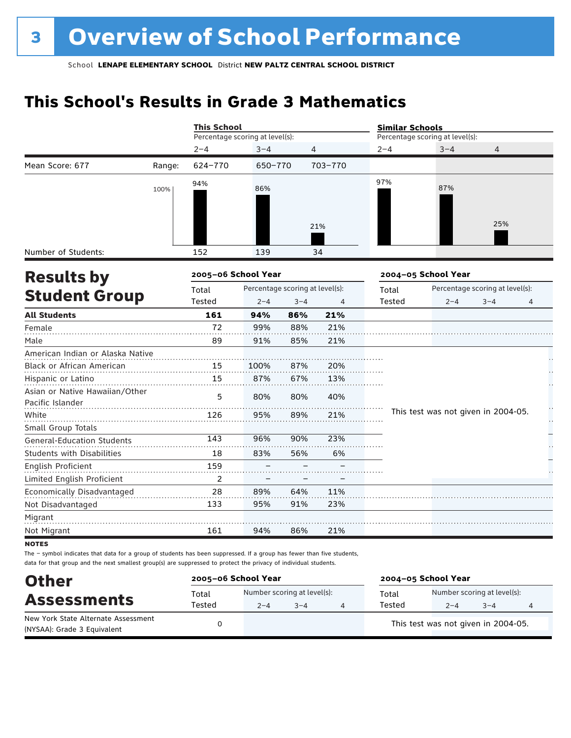# 3 Overview of School Performance

School **LENAPE ELEMENTARY SCHOOL** District **NEW PALTZ CENTRAL SCHOOL DISTRICT**

## This School's Results in Grade 3 Mathematics

| | | This School | | | Similar Schools | | |
|---|---|---|---|---|---|---|---|
| | | Percentage scoring at level(s): | | | Percentage scoring at level(s): | | |
| | | 2–4 | 3–4 | 4 | 2–4 | 3–4 | 4 |
| Mean Score: 677 | Range: | 624–770 | 650–770 | 703–770 | | | |
| | | 94% | 86% | 21% | 97% | 87% | 25% |
| Number of Students: | | 152 | 139 | 34 | | | |

## Results by Student Group

| | 2005–06 School Year | | | | 2004–05 School Year | | | |
|---|---|---|---|---|---|---|---|---|
| | Total Tested | Percentage scoring at level(s): 2–4 | 3–4 | 4 | Total Tested | Percentage scoring at level(s): 2–4 | 3–4 | 4 |
| **All Students** | **161** | **94%** | **86%** | **21%** | | | | |
| Female | 72 | 99% | 88% | 21% | | | | |
| Male | 89 | 91% | 85% | 21% | | | | |
| American Indian or Alaska Native | | | | | This test was not given in 2004-05. | | | |
| Black or African American | 15 | 100% | 87% | 20% | | | | |
| Hispanic or Latino | 15 | 87% | 67% | 13% | | | | |
| Asian or Native Hawaiian/Other Pacific Islander | 5 | 80% | 80% | 40% | | | | |
| White | 126 | 95% | 89% | 21% | | | | |
| Small Group Totals | | | | | | | | |
| General-Education Students | 143 | 96% | 90% | 23% | | | | |
| Students with Disabilities | 18 | 83% | 56% | 6% | | | | |
| English Proficient | 159 | – | – | – | | | | |
| Limited English Proficient | 2 | – | – | – | | | | |
| Economically Disadvantaged | 28 | 89% | 64% | 11% | | | | |
| Not Disadvantaged | 133 | 95% | 91% | 23% | | | | |
| Migrant | | | | | | | | |
| Not Migrant | 161 | 94% | 86% | 21% | | | | |

**NOTES**

The – symbol indicates that data for a group of students has been suppressed. If a group has fewer than five students, data for that group and the next smallest group(s) are suppressed to protect the privacy of individual students.

## Other Assessments

| | 2005–06 School Year | | | | 2004–05 School Year | | | |
|---|---|---|---|---|---|---|---|---|
| | Total Tested | Number scoring at level(s): 2–4 | 3–4 | 4 | Total Tested | Number scoring at level(s): 2–4 | 3–4 | 4 |
| New York State Alternate Assessment (NYSAA): Grade 3 Equivalent | 0 | | | | This test was not given in 2004-05. | | | |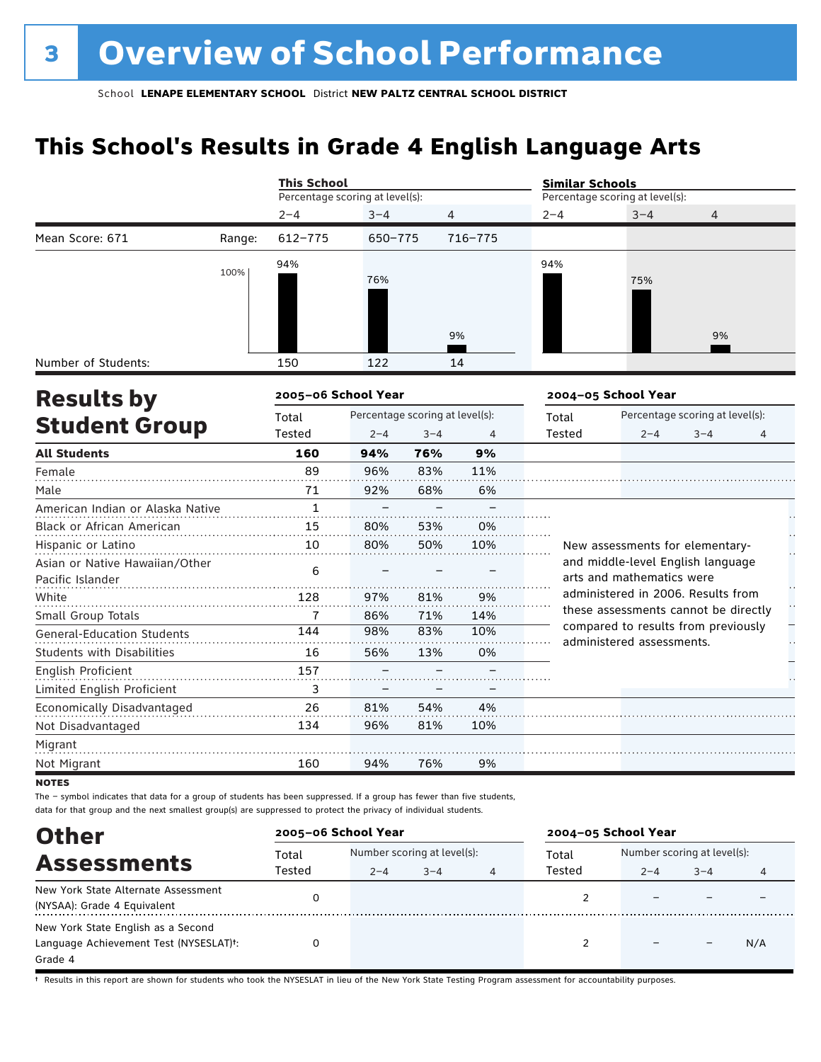# 3 Overview of School Performance

School **LENAPE ELEMENTARY SCHOOL** District **NEW PALTZ CENTRAL SCHOOL DISTRICT**

## This School's Results in Grade 4 English Language Arts

| | | This School (Percentage scoring at level(s)) | | | Similar Schools (Percentage scoring at level(s)) | | |
|---|---|---|---|---|---|---|---|
| | | 2–4 | 3–4 | 4 | 2–4 | 3–4 | 4 |
| Mean Score: 671 | Range: | 612–775 | 650–775 | 716–775 | | | |
| | | 94% | 76% | 9% | 94% | 75% | 9% |
| Number of Students: | | 150 | 122 | 14 | | | |

## Results by Student Group

| | 2005–06 School Year | | | | 2004–05 School Year | | | |
|---|---|---|---|---|---|---|---|---|
| | Total Tested | Percentage scoring at level(s): 2–4 | 3–4 | 4 | Total Tested | Percentage scoring at level(s): 2–4 | 3–4 | 4 |
| **All Students** | **160** | **94%** | **76%** | **9%** | | | | |
| Female | 89 | 96% | 83% | 11% | | | | |
| Male | 71 | 92% | 68% | 6% | | | | |
| American Indian or Alaska Native | 1 | – | – | – | | | | |
| Black or African American | 15 | 80% | 53% | 0% | | | | |
| Hispanic or Latino | 10 | 80% | 50% | 10% | | | | |
| Asian or Native Hawaiian/Other Pacific Islander | 6 | – | – | – | | | | |
| White | 128 | 97% | 81% | 9% | | | | |
| Small Group Totals | 7 | 86% | 71% | 14% | | | | |
| General-Education Students | 144 | 98% | 83% | 10% | | | | |
| Students with Disabilities | 16 | 56% | 13% | 0% | | | | |
| English Proficient | 157 | – | – | – | | | | |
| Limited English Proficient | 3 | – | – | – | | | | |
| Economically Disadvantaged | 26 | 81% | 54% | 4% | | | | |
| Not Disadvantaged | 134 | 96% | 81% | 10% | | | | |
| Migrant | | | | | | | | |
| Not Migrant | 160 | 94% | 76% | 9% | | | | |

New assessments for elementary- and middle-level English language arts and mathematics were administered in 2006. Results from these assessments cannot be directly compared to results from previously administered assessments.

**NOTES**

The – symbol indicates that data for a group of students has been suppressed. If a group has fewer than five students, data for that group and the next smallest group(s) are suppressed to protect the privacy of individual students.

## Other Assessments

| | 2005–06 School Year | | | | 2004–05 School Year | | | |
|---|---|---|---|---|---|---|---|---|
| | Total Tested | Number scoring at level(s): 2–4 | 3–4 | 4 | Total Tested | Number scoring at level(s): 2–4 | 3–4 | 4 |
| New York State Alternate Assessment (NYSAA): Grade 4 Equivalent | 0 | | | | 2 | – | – | – |
| New York State English as a Second Language Achievement Test (NYSESLAT)†: Grade 4 | 0 | | | | 2 | – | – | N/A |

† Results in this report are shown for students who took the NYSESLAT in lieu of the New York State Testing Program assessment for accountability purposes.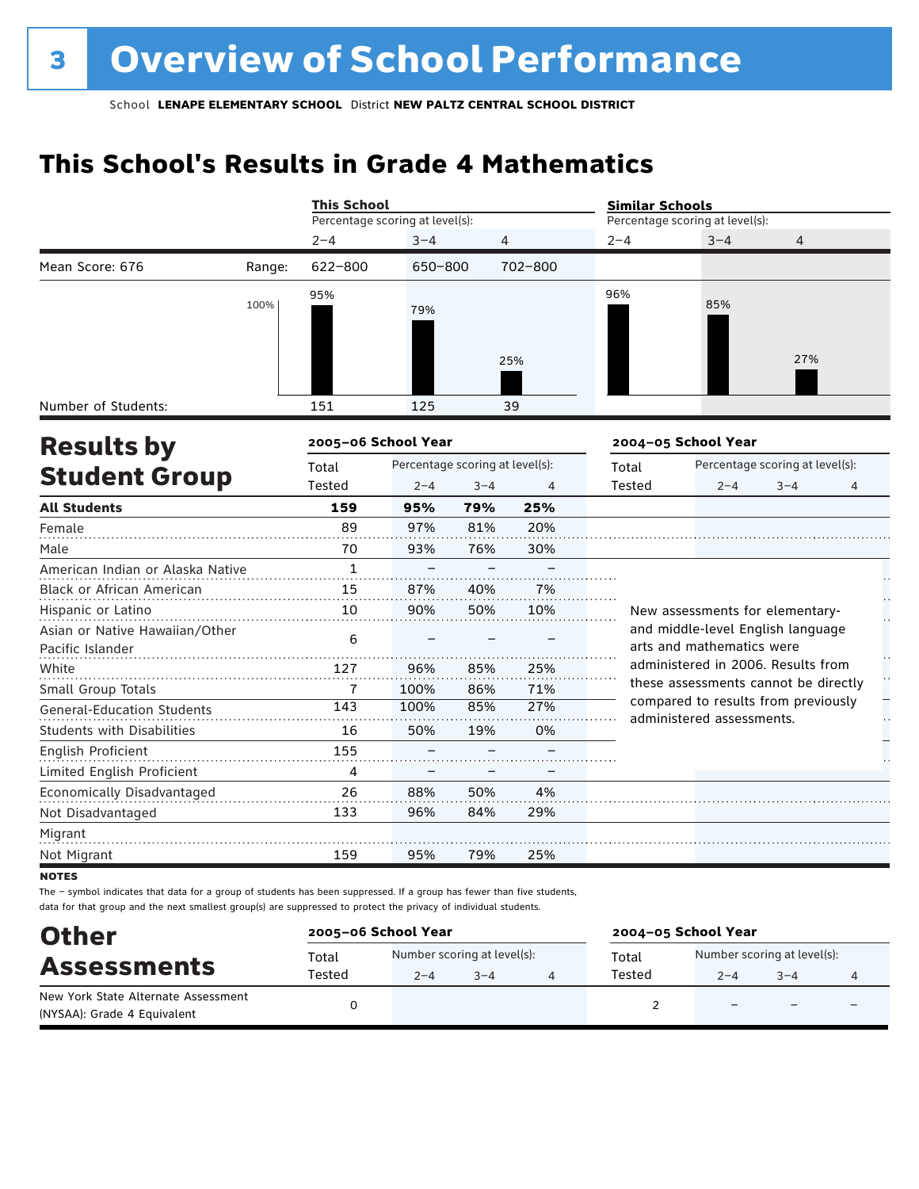# 3 Overview of School Performance

School **LENAPE ELEMENTARY SCHOOL** District **NEW PALTZ CENTRAL SCHOOL DISTRICT**

## This School's Results in Grade 4 Mathematics

| | | This School | | | Similar Schools | | |
|---|---|---|---|---|---|---|---|
| | | Percentage scoring at level(s): | | | Percentage scoring at level(s): | | |
| | | 2–4 | 3–4 | 4 | 2–4 | 3–4 | 4 |
| Mean Score: 676 | Range: | 622–800 | 650–800 | 702–800 | | | |
| | | 95% | 79% | 25% | 96% | 85% | 27% |
| Number of Students: | | 151 | 125 | 39 | | | |

## Results by Student Group

| | 2005–06 School Year | | | | 2004–05 School Year | | | |
|---|---|---|---|---|---|---|---|---|
| | Total Tested | Percentage scoring at level(s): 2–4 | 3–4 | 4 | Total Tested | Percentage scoring at level(s): 2–4 | 3–4 | 4 |
| **All Students** | **159** | **95%** | **79%** | **25%** | | | | |
| Female | 89 | 97% | 81% | 20% | | | | |
| Male | 70 | 93% | 76% | 30% | | | | |
| American Indian or Alaska Native | 1 | – | – | – | | | | |
| Black or African American | 15 | 87% | 40% | 7% | | | | |
| Hispanic or Latino | 10 | 90% | 50% | 10% | | | | |
| Asian or Native Hawaiian/Other Pacific Islander | 6 | – | – | – | | | | |
| White | 127 | 96% | 85% | 25% | | | | |
| Small Group Totals | 7 | 100% | 86% | 71% | | | | |
| General-Education Students | 143 | 100% | 85% | 27% | | | | |
| Students with Disabilities | 16 | 50% | 19% | 0% | | | | |
| English Proficient | 155 | – | – | – | | | | |
| Limited English Proficient | 4 | – | – | – | | | | |
| Economically Disadvantaged | 26 | 88% | 50% | 4% | | | | |
| Not Disadvantaged | 133 | 96% | 84% | 29% | | | | |
| Migrant | | | | | | | | |
| Not Migrant | 159 | 95% | 79% | 25% | | | | |

New assessments for elementary- and middle-level English language arts and mathematics were administered in 2006. Results from these assessments cannot be directly compared to results from previously administered assessments.

**NOTES**

The – symbol indicates that data for a group of students has been suppressed. If a group has fewer than five students, data for that group and the next smallest group(s) are suppressed to protect the privacy of individual students.

## Other Assessments

| | 2005–06 School Year | | | | 2004–05 School Year | | | |
|---|---|---|---|---|---|---|---|---|
| | Total Tested | Number scoring at level(s): 2–4 | 3–4 | 4 | Total Tested | Number scoring at level(s): 2–4 | 3–4 | 4 |
| New York State Alternate Assessment (NYSAA): Grade 4 Equivalent | 0 | | | | 2 | – | – | – |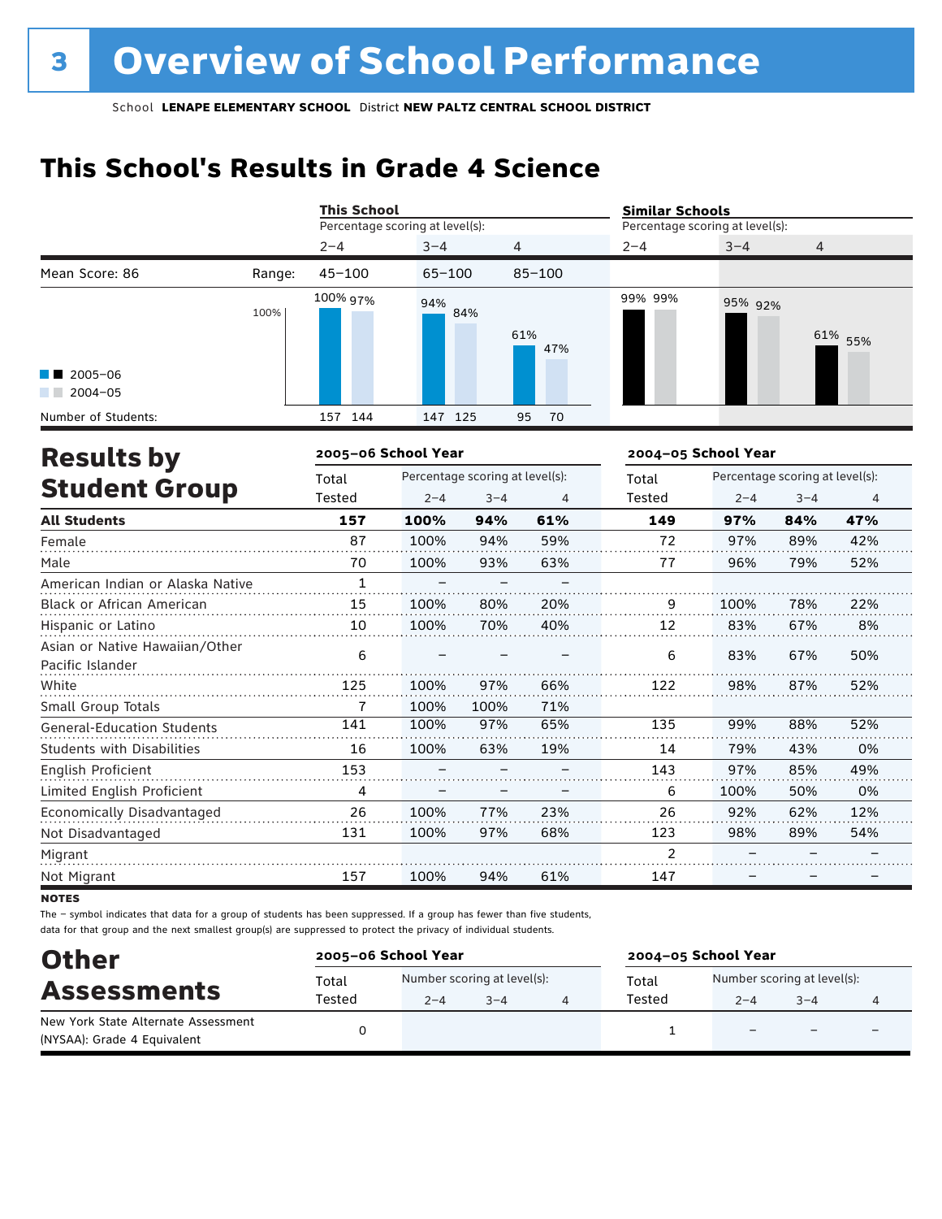# 3 Overview of School Performance

School **LENAPE ELEMENTARY SCHOOL** District **NEW PALTZ CENTRAL SCHOOL DISTRICT**

## This School's Results in Grade 4 Science

| | This School | | | Similar Schools | | |
|---|---|---|---|---|---|---|
| | Percentage scoring at level(s): | | | Percentage scoring at level(s): | | |
| | 2–4 | 3–4 | 4 | 2–4 | 3–4 | 4 |
| Mean Score: 86 — Range: | 45–100 | 65–100 | 85–100 | | | |
| 2005–06 | 100% | 94% | 61% | 99% | 95% | 61% |
| 2004–05 | 97% | 84% | 47% | 99% | 92% | 55% |
| Number of Students: | 157 144 | 147 125 | 95 70 | | | |

## Results by Student Group

| | 2005–06 School Year | | | | 2004–05 School Year | | | |
|---|---|---|---|---|---|---|---|---|
| | Total Tested | Percentage scoring at level(s): 2–4 | 3–4 | 4 | Total Tested | Percentage scoring at level(s): 2–4 | 3–4 | 4 |
| **All Students** | **157** | **100%** | **94%** | **61%** | **149** | **97%** | **84%** | **47%** |
| Female | 87 | 100% | 94% | 59% | 72 | 97% | 89% | 42% |
| Male | 70 | 100% | 93% | 63% | 77 | 96% | 79% | 52% |
| American Indian or Alaska Native | 1 | – | – | – | | | | |
| Black or African American | 15 | 100% | 80% | 20% | 9 | 100% | 78% | 22% |
| Hispanic or Latino | 10 | 100% | 70% | 40% | 12 | 83% | 67% | 8% |
| Asian or Native Hawaiian/Other Pacific Islander | 6 | – | – | – | 6 | 83% | 67% | 50% |
| White | 125 | 100% | 97% | 66% | 122 | 98% | 87% | 52% |
| Small Group Totals | 7 | 100% | 100% | 71% | | | | |
| General-Education Students | 141 | 100% | 97% | 65% | 135 | 99% | 88% | 52% |
| Students with Disabilities | 16 | 100% | 63% | 19% | 14 | 79% | 43% | 0% |
| English Proficient | 153 | – | – | – | 143 | 97% | 85% | 49% |
| Limited English Proficient | 4 | – | – | – | 6 | 100% | 50% | 0% |
| Economically Disadvantaged | 26 | 100% | 77% | 23% | 26 | 92% | 62% | 12% |
| Not Disadvantaged | 131 | 100% | 97% | 68% | 123 | 98% | 89% | 54% |
| Migrant | | | | | 2 | – | – | – |
| Not Migrant | 157 | 100% | 94% | 61% | 147 | – | – | – |

**NOTES**

The – symbol indicates that data for a group of students has been suppressed. If a group has fewer than five students, data for that group and the next smallest group(s) are suppressed to protect the privacy of individual students.

## Other Assessments

| | 2005–06 School Year | | | | 2004–05 School Year | | | |
|---|---|---|---|---|---|---|---|---|
| | Total Tested | Number scoring at level(s): 2–4 | 3–4 | 4 | Total Tested | Number scoring at level(s): 2–4 | 3–4 | 4 |
| New York State Alternate Assessment (NYSAA): Grade 4 Equivalent | 0 | | | | 1 | – | – | – |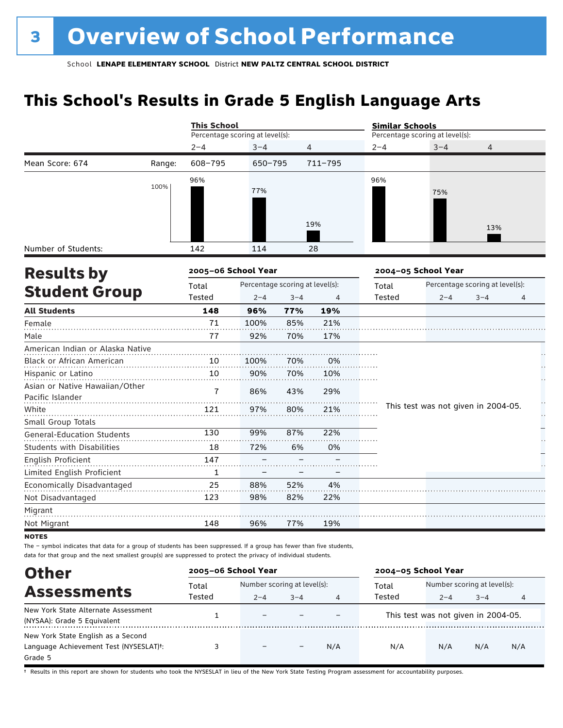# 3 Overview of School Performance

School **LENAPE ELEMENTARY SCHOOL** District **NEW PALTZ CENTRAL SCHOOL DISTRICT**

## This School's Results in Grade 5 English Language Arts

| | | This School: Percentage scoring at level(s): | | | Similar Schools: Percentage scoring at level(s): | | |
|---|---|---|---|---|---|---|---|
| | | 2–4 | 3–4 | 4 | 2–4 | 3–4 | 4 |
| Mean Score: 674 | Range: | 608–795 | 650–795 | 711–795 | | | |
| | | 96% | 77% | 19% | 96% | 75% | 13% |
| Number of Students: | | 142 | 114 | 28 | | | |

## Results by Student Group

| | 2005–06 School Year: Total Tested | Percentage scoring at level(s): 2–4 | 3–4 | 4 | 2004–05 School Year: Total Tested | Percentage scoring at level(s): 2–4 | 3–4 | 4 |
|---|---|---|---|---|---|---|---|---|
| **All Students** | **148** | **96%** | **77%** | **19%** | | | | |
| Female | 71 | 100% | 85% | 21% | | | | |
| Male | 77 | 92% | 70% | 17% | | | | |
| American Indian or Alaska Native | | | | | This test was not given in 2004-05. | | | |
| Black or African American | 10 | 100% | 70% | 0% | | | | |
| Hispanic or Latino | 10 | 90% | 70% | 10% | | | | |
| Asian or Native Hawaiian/Other Pacific Islander | 7 | 86% | 43% | 29% | | | | |
| White | 121 | 97% | 80% | 21% | | | | |
| Small Group Totals | | | | | | | | |
| General-Education Students | 130 | 99% | 87% | 22% | | | | |
| Students with Disabilities | 18 | 72% | 6% | 0% | | | | |
| English Proficient | 147 | – | – | – | | | | |
| Limited English Proficient | 1 | – | – | – | | | | |
| Economically Disadvantaged | 25 | 88% | 52% | 4% | | | | |
| Not Disadvantaged | 123 | 98% | 82% | 22% | | | | |
| Migrant | | | | | | | | |
| Not Migrant | 148 | 96% | 77% | 19% | | | | |

**NOTES**

The – symbol indicates that data for a group of students has been suppressed. If a group has fewer than five students, data for that group and the next smallest group(s) are suppressed to protect the privacy of individual students.

## Other Assessments

| | 2005–06 School Year: Total Tested | Number scoring at level(s): 2–4 | 3–4 | 4 | 2004–05 School Year: Total Tested | Number scoring at level(s): 2–4 | 3–4 | 4 |
|---|---|---|---|---|---|---|---|---|
| New York State Alternate Assessment (NYSAA): Grade 5 Equivalent | 1 | – | – | – | This test was not given in 2004-05. | | | |
| New York State English as a Second Language Achievement Test (NYSESLAT)†: Grade 5 | 3 | – | – | N/A | N/A | N/A | N/A | N/A |

† Results in this report are shown for students who took the NYSESLAT in lieu of the New York State Testing Program assessment for accountability purposes.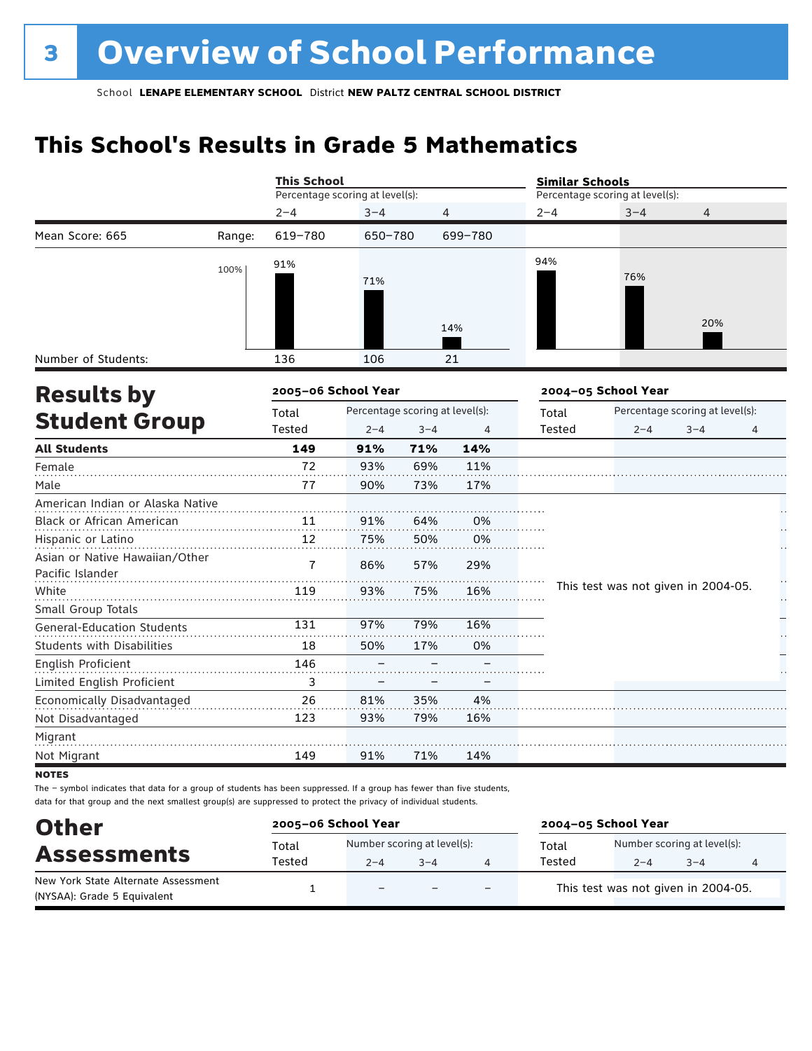# 3 Overview of School Performance

School **LENAPE ELEMENTARY SCHOOL** District **NEW PALTZ CENTRAL SCHOOL DISTRICT**

## This School's Results in Grade 5 Mathematics

| | | This School | | | Similar Schools | | |
|---|---|---|---|---|---|---|---|
| | | Percentage scoring at level(s): | | | Percentage scoring at level(s): | | |
| | | 2–4 | 3–4 | 4 | 2–4 | 3–4 | 4 |
| Mean Score: 665 | Range: | 619–780 | 650–780 | 699–780 | | | |
| | | 91% | 71% | 14% | 94% | 76% | 20% |
| Number of Students: | | 136 | 106 | 21 | | | |

## Results by Student Group

| | 2005–06 School Year | | | | 2004–05 School Year | | | |
|---|---|---|---|---|---|---|---|---|
| | Total Tested | Percentage scoring at level(s): 2–4 | 3–4 | 4 | Total Tested | Percentage scoring at level(s): 2–4 | 3–4 | 4 |
| **All Students** | **149** | **91%** | **71%** | **14%** | | | | |
| Female | 72 | 93% | 69% | 11% | | | | |
| Male | 77 | 90% | 73% | 17% | | | | |
| American Indian or Alaska Native | | | | | This test was not given in 2004-05. | | | |
| Black or African American | 11 | 91% | 64% | 0% | | | | |
| Hispanic or Latino | 12 | 75% | 50% | 0% | | | | |
| Asian or Native Hawaiian/Other Pacific Islander | 7 | 86% | 57% | 29% | | | | |
| White | 119 | 93% | 75% | 16% | | | | |
| Small Group Totals | | | | | | | | |
| General-Education Students | 131 | 97% | 79% | 16% | | | | |
| Students with Disabilities | 18 | 50% | 17% | 0% | | | | |
| English Proficient | 146 | – | – | – | | | | |
| Limited English Proficient | 3 | – | – | – | | | | |
| Economically Disadvantaged | 26 | 81% | 35% | 4% | | | | |
| Not Disadvantaged | 123 | 93% | 79% | 16% | | | | |
| Migrant | | | | | | | | |
| Not Migrant | 149 | 91% | 71% | 14% | | | | |

**NOTES**

The – symbol indicates that data for a group of students has been suppressed. If a group has fewer than five students, data for that group and the next smallest group(s) are suppressed to protect the privacy of individual students.

## Other Assessments

| | 2005–06 School Year | | | | 2004–05 School Year | | | |
|---|---|---|---|---|---|---|---|---|
| | Total Tested | Number scoring at level(s): 2–4 | 3–4 | 4 | Total Tested | Number scoring at level(s): 2–4 | 3–4 | 4 |
| New York State Alternate Assessment (NYSAA): Grade 5 Equivalent | 1 | – | – | – | This test was not given in 2004-05. | | | |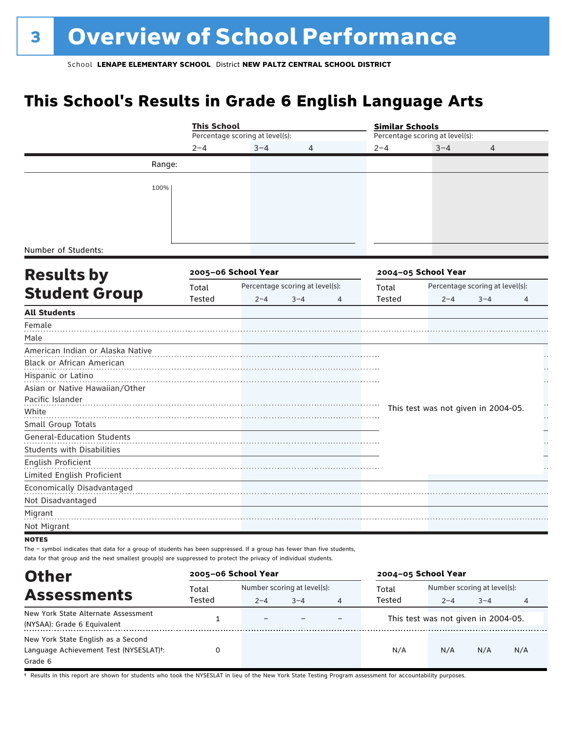# 3 Overview of School Performance

School **LENAPE ELEMENTARY SCHOOL** District **NEW PALTZ CENTRAL SCHOOL DISTRICT**

## This School's Results in Grade 6 English Language Arts

| | This School | | | Similar Schools | | |
|---|---|---|---|---|---|---|
| | Percentage scoring at level(s): | | | Percentage scoring at level(s): | | |
| | 2–4 | 3–4 | 4 | 2–4 | 3–4 | 4 |
| Range: | | | | | | |
| 100% | | | | | | |
| Number of Students: | | | | | | |

## Results by Student Group

| | 2005–06 School Year | | | | 2004–05 School Year | | | |
|---|---|---|---|---|---|---|---|---|
| | Total Tested | Percentage scoring at level(s): 2–4 | 3–4 | 4 | Total Tested | Percentage scoring at level(s): 2–4 | 3–4 | 4 |
| **All Students** | | | | | | | | |
| Female | | | | | | | | |
| Male | | | | | | | | |
| American Indian or Alaska Native | | | | | This test was not given in 2004-05. | | | |
| Black or African American | | | | | | | | |
| Hispanic or Latino | | | | | | | | |
| Asian or Native Hawaiian/Other Pacific Islander | | | | | | | | |
| White | | | | | | | | |
| Small Group Totals | | | | | | | | |
| General-Education Students | | | | | | | | |
| Students with Disabilities | | | | | | | | |
| English Proficient | | | | | | | | |
| Limited English Proficient | | | | | | | | |
| Economically Disadvantaged | | | | | | | | |
| Not Disadvantaged | | | | | | | | |
| Migrant | | | | | | | | |
| Not Migrant | | | | | | | | |

**NOTES**

The – symbol indicates that data for a group of students has been suppressed. If a group has fewer than five students, data for that group and the next smallest group(s) are suppressed to protect the privacy of individual students.

## Other Assessments

| | 2005–06 School Year | | | | 2004–05 School Year | | | |
|---|---|---|---|---|---|---|---|---|
| | Total Tested | Number scoring at level(s): 2–4 | 3–4 | 4 | Total Tested | Number scoring at level(s): 2–4 | 3–4 | 4 |
| New York State Alternate Assessment (NYSAA): Grade 6 Equivalent | 1 | – | – | – | This test was not given in 2004-05. | | | |
| New York State English as a Second Language Achievement Test (NYSESLAT)†: Grade 6 | 0 | | | | N/A | N/A | N/A | N/A |

† Results in this report are shown for students who took the NYSESLAT in lieu of the New York State Testing Program assessment for accountability purposes.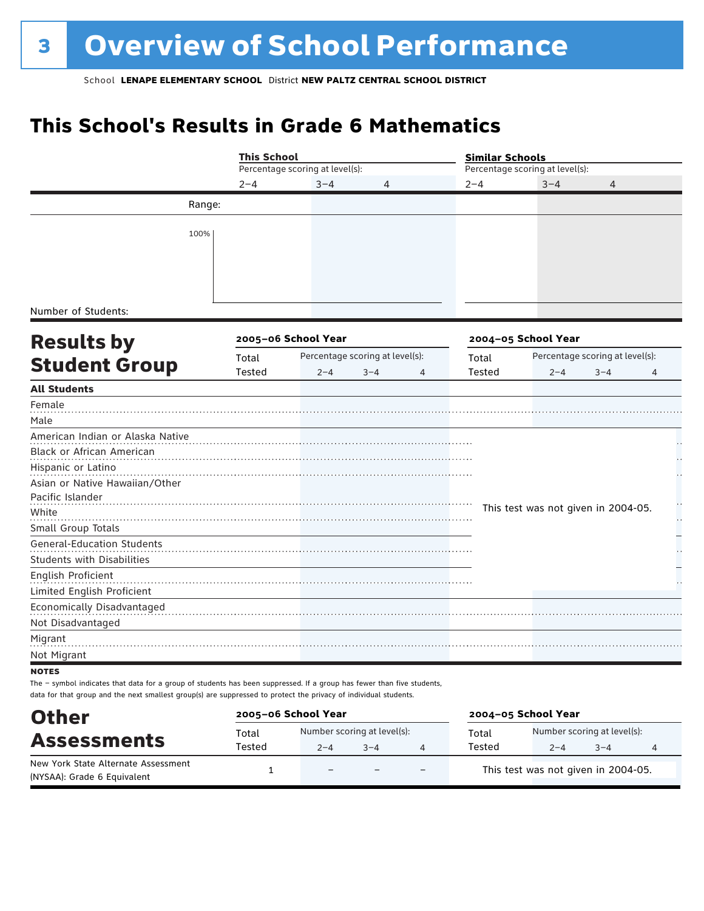# 3 Overview of School Performance

School **LENAPE ELEMENTARY SCHOOL** District **NEW PALTZ CENTRAL SCHOOL DISTRICT**

## This School's Results in Grade 6 Mathematics

| | This School | | | Similar Schools | | |
|---|---|---|---|---|---|---|
| | Percentage scoring at level(s): | | | Percentage scoring at level(s): | | |
| | 2–4 | 3–4 | 4 | 2–4 | 3–4 | 4 |
| Range: | | | | | | |
| 100% | | | | | | |
| Number of Students: | | | | | | |

## Results by Student Group

| | 2005–06 School Year | | | | 2004–05 School Year | | | |
|---|---|---|---|---|---|---|---|---|
| | Total Tested | Percentage scoring at level(s): 2–4 | 3–4 | 4 | Total Tested | Percentage scoring at level(s): 2–4 | 3–4 | 4 |
| **All Students** | | | | | | | | |
| Female | | | | | | | | |
| Male | | | | | | | | |
| American Indian or Alaska Native | | | | | This test was not given in 2004-05. | | | |
| Black or African American | | | | | | | | |
| Hispanic or Latino | | | | | | | | |
| Asian or Native Hawaiian/Other Pacific Islander | | | | | | | | |
| White | | | | | | | | |
| Small Group Totals | | | | | | | | |
| General-Education Students | | | | | | | | |
| Students with Disabilities | | | | | | | | |
| English Proficient | | | | | | | | |
| Limited English Proficient | | | | | | | | |
| Economically Disadvantaged | | | | | | | | |
| Not Disadvantaged | | | | | | | | |
| Migrant | | | | | | | | |
| Not Migrant | | | | | | | | |

**NOTES**

The – symbol indicates that data for a group of students has been suppressed. If a group has fewer than five students, data for that group and the next smallest group(s) are suppressed to protect the privacy of individual students.

## Other Assessments

| | 2005–06 School Year | | | | 2004–05 School Year | | | |
|---|---|---|---|---|---|---|---|---|
| | Total Tested | Number scoring at level(s): 2–4 | 3–4 | 4 | Total Tested | Number scoring at level(s): 2–4 | 3–4 | 4 |
| New York State Alternate Assessment (NYSAA): Grade 6 Equivalent | 1 | – | – | – | This test was not given in 2004-05. | | | |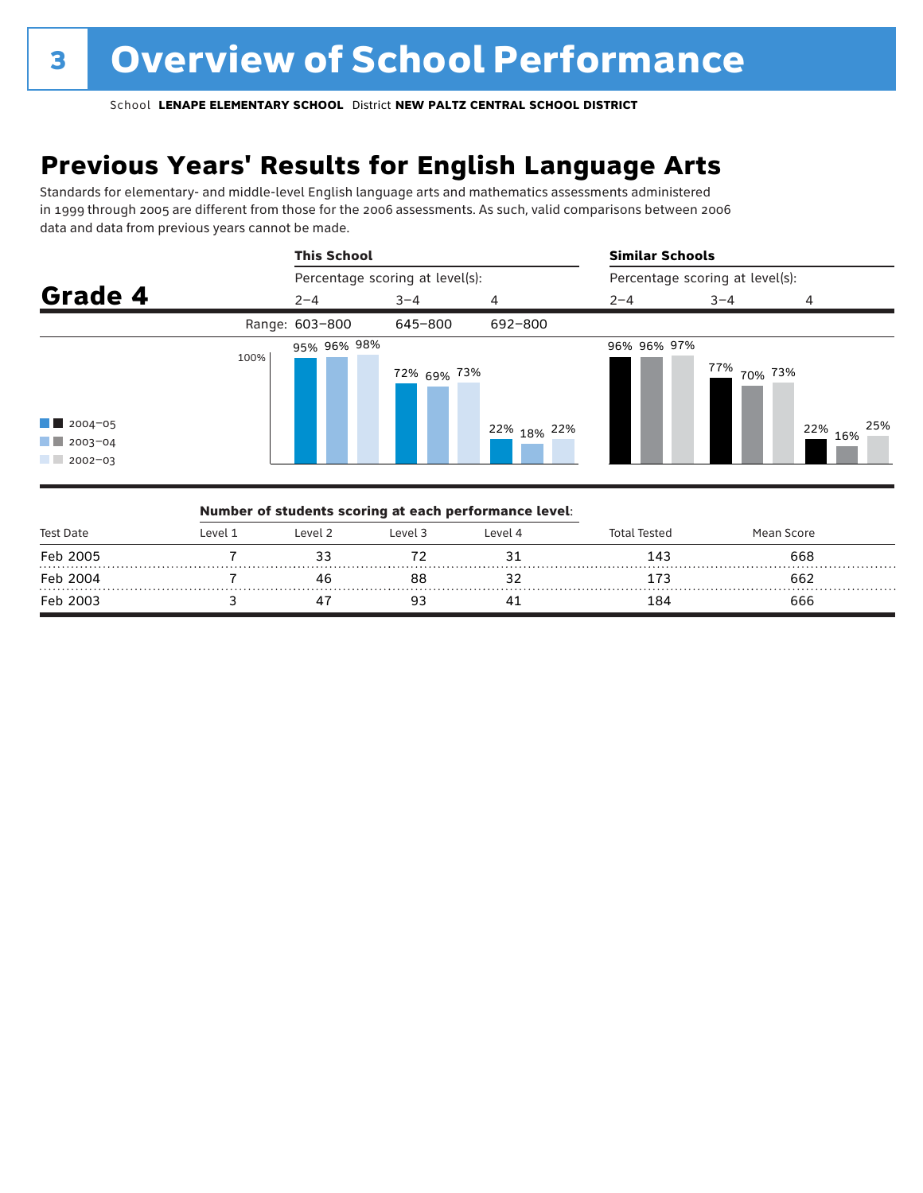# 3 Overview of School Performance

School **LENAPE ELEMENTARY SCHOOL** District **NEW PALTZ CENTRAL SCHOOL DISTRICT**

## Previous Years' Results for English Language Arts

Standards for elementary- and middle-level English language arts and mathematics assessments administered in 1999 through 2005 are different from those for the 2006 assessments. As such, valid comparisons between 2006 data and data from previous years cannot be made.

### Grade 4

| | This School: Percentage scoring at level(s): 2–4 | 3–4 | 4 | Similar Schools: Percentage scoring at level(s): 2–4 | 3–4 | 4 |
|---|---|---|---|---|---|---|
| Range | 603–800 | 645–800 | 692–800 | | | |
| 2004–05 | 95% | 72% | 22% | 96% | 77% | 22% |
| 2003–04 | 96% | 69% | 18% | 96% | 70% | 16% |
| 2002–03 | 98% | 73% | 22% | 97% | 73% | 25% |

**Number of students scoring at each performance level:**

| Test Date | Level 1 | Level 2 | Level 3 | Level 4 | Total Tested | Mean Score |
|---|---|---|---|---|---|---|
| Feb 2005 | 7 | 33 | 72 | 31 | 143 | 668 |
| Feb 2004 | 7 | 46 | 88 | 32 | 173 | 662 |
| Feb 2003 | 3 | 47 | 93 | 41 | 184 | 666 |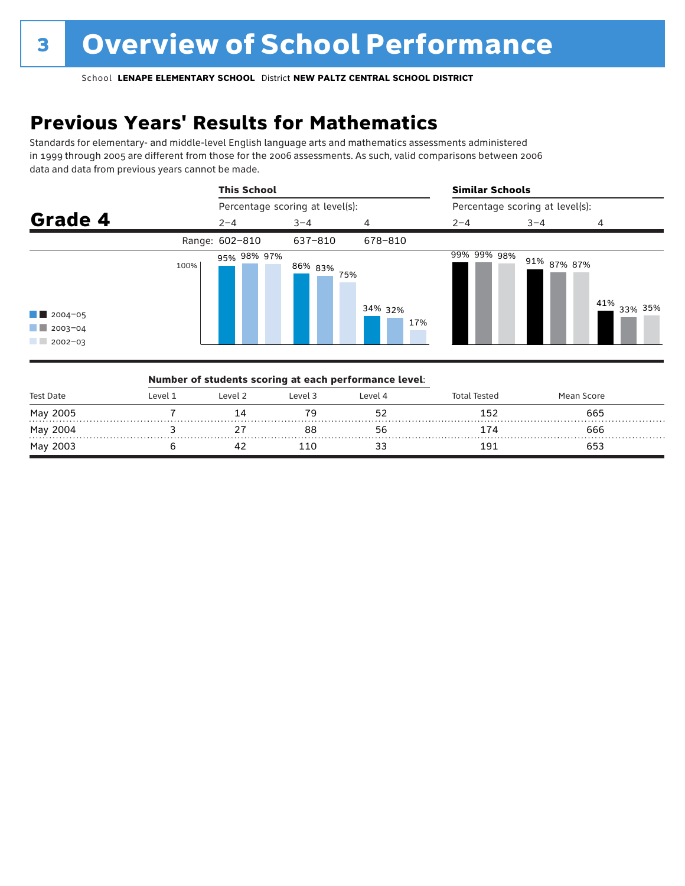# 3 Overview of School Performance

School **LENAPE ELEMENTARY SCHOOL** District **NEW PALTZ CENTRAL SCHOOL DISTRICT**

## Previous Years' Results for Mathematics

Standards for elementary- and middle-level English language arts and mathematics assessments administered in 1999 through 2005 are different from those for the 2006 assessments. As such, valid comparisons between 2006 data and data from previous years cannot be made.

### Grade 4

**This School**

Percentage scoring at level(s):

2–4 3–4 4

Range: 602–810 637–810 678–810

100%

95% 98% 97%

86% 83% 75%

34% 32% 17%

**Similar Schools**

Percentage scoring at level(s):

2–4 3–4 4

99% 99% 98%

91% 87% 87%

41% 33% 35%

2004–05

2003–04

2002–03

**Number of students scoring at each performance level:**

| Test Date | Level 1 | Level 2 | Level 3 | Level 4 | Total Tested | Mean Score |
|---|---|---|---|---|---|---|
| May 2005 | 7 | 14 | 79 | 52 | 152 | 665 |
| May 2004 | 3 | 27 | 88 | 56 | 174 | 666 |
| May 2003 | 6 | 42 | 110 | 33 | 191 | 653 |